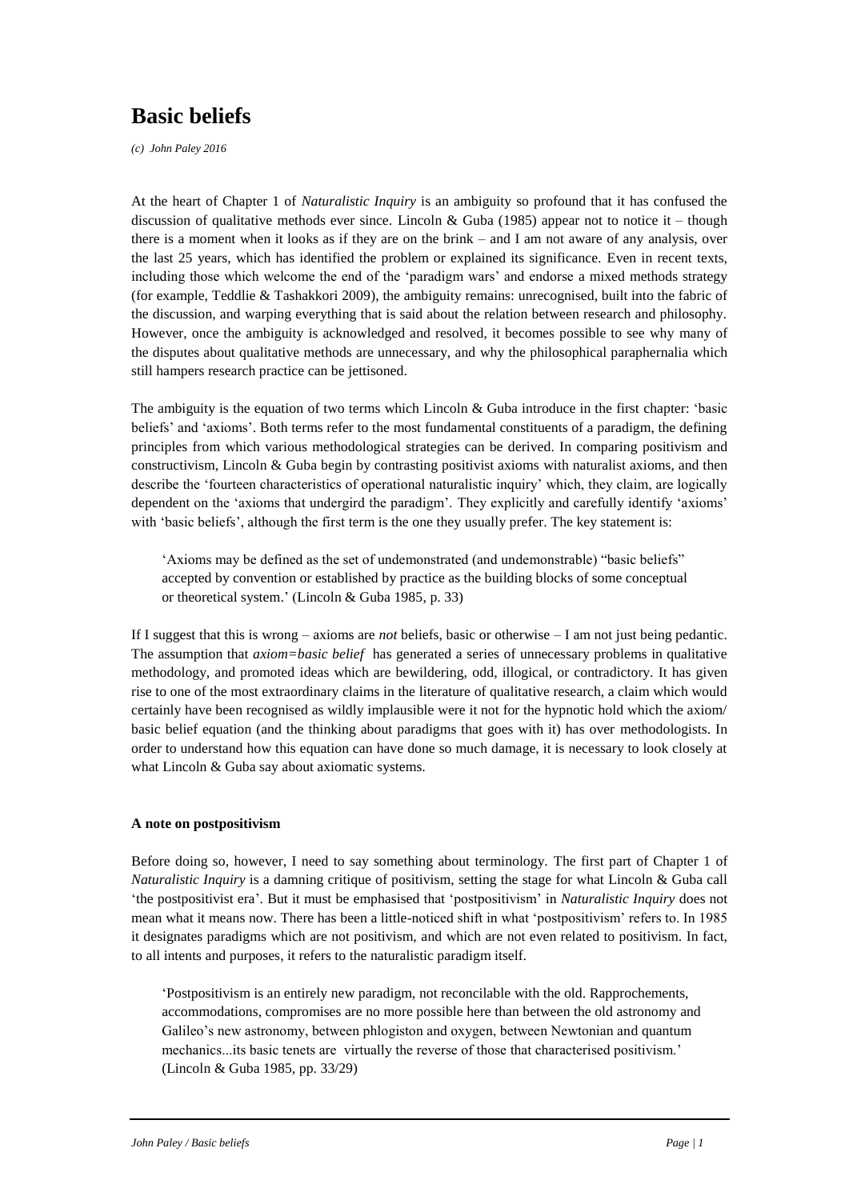# Basic beliefs

*(c) John Paley 2016*

At the heart of Chapter 1 of *Naturalistic Inquiry* is an ambiguity so profound that it has confused the discussion of qualitative methods ever since. Lincoln & Guba (1985) appear not to notice it – though there is a moment when it looks as if they are on the brink – and I am not aware of any analysis, over the last 25 years, which has identified the problem or explained its significance. Even in recent texts, including those which welcome the end of the 'paradigm wars' and endorse a mixed methods strategy (for example, Teddlie & Tashakkori 2009), the ambiguity remains: unrecognised, built into the fabric of the discussion, and warping everything that is said about the relation between research and philosophy. However, once the ambiguity is acknowledged and resolved, it becomes possible to see why many of the disputes about qualitative methods are unnecessary, and why the philosophical paraphernalia which still hampers research practice can be jettisoned.

The ambiguity is the equation of two terms which Lincoln & Guba introduce in the first chapter: 'basic beliefs' and 'axioms'. Both terms refer to the most fundamental constituents of a paradigm, the defining principles from which various methodological strategies can be derived. In comparing positivism and constructivism, Lincoln & Guba begin by contrasting positivist axioms with naturalist axioms, and then describe the 'fourteen characteristics of operational naturalistic inquiry' which, they claim, are logically dependent on the 'axioms that undergird the paradigm'. They explicitly and carefully identify 'axioms' with 'basic beliefs', although the first term is the one they usually prefer. The key statement is:

> 'Axioms may be defined as the set of undemonstrated (and undemonstrable) "basic beliefs" accepted by convention or established by practice as the building blocks of some conceptual or theoretical system.' (Lincoln & Guba 1985, p. 33)

If I suggest that this is wrong – axioms are *not* beliefs, basic or otherwise – I am not just being pedantic. The assumption that *axiom=basic belief* has generated a series of unnecessary problems in qualitative methodology, and promoted ideas which are bewildering, odd, illogical, or contradictory. It has given rise to one of the most extraordinary claims in the literature of qualitative research, a claim which would certainly have been recognised as wildly implausible were it not for the hypnotic hold which the axiom/ basic belief equation (and the thinking about paradigms that goes with it) has over methodologists. In order to understand how this equation can have done so much damage, it is necessary to look closely at what Lincoln & Guba say about axiomatic systems.

**A note on postpositivism**

Before doing so, however, I need to say something about terminology. The first part of Chapter 1 of *Naturalistic Inquiry* is a damning critique of positivism, setting the stage for what Lincoln & Guba call 'the postpositivist era'. But it must be emphasised that 'postpositivism' in *Naturalistic Inquiry* does not mean what it means now. There has been a little-noticed shift in what 'postpositivism' refers to. In 1985 it designates paradigms which are not positivism, and which are not even related to positivism. In fact, to all intents and purposes, it refers to the naturalistic paradigm itself.

> 'Postpositivism is an entirely new paradigm, not reconcilable with the old. Rapprochements, accommodations, compromises are no more possible here than between the old astronomy and Galileo's new astronomy, between phlogiston and oxygen, between Newtonian and quantum mechanics...its basic tenets are virtually the reverse of those that characterised positivism.' (Lincoln & Guba 1985, pp. 33/29)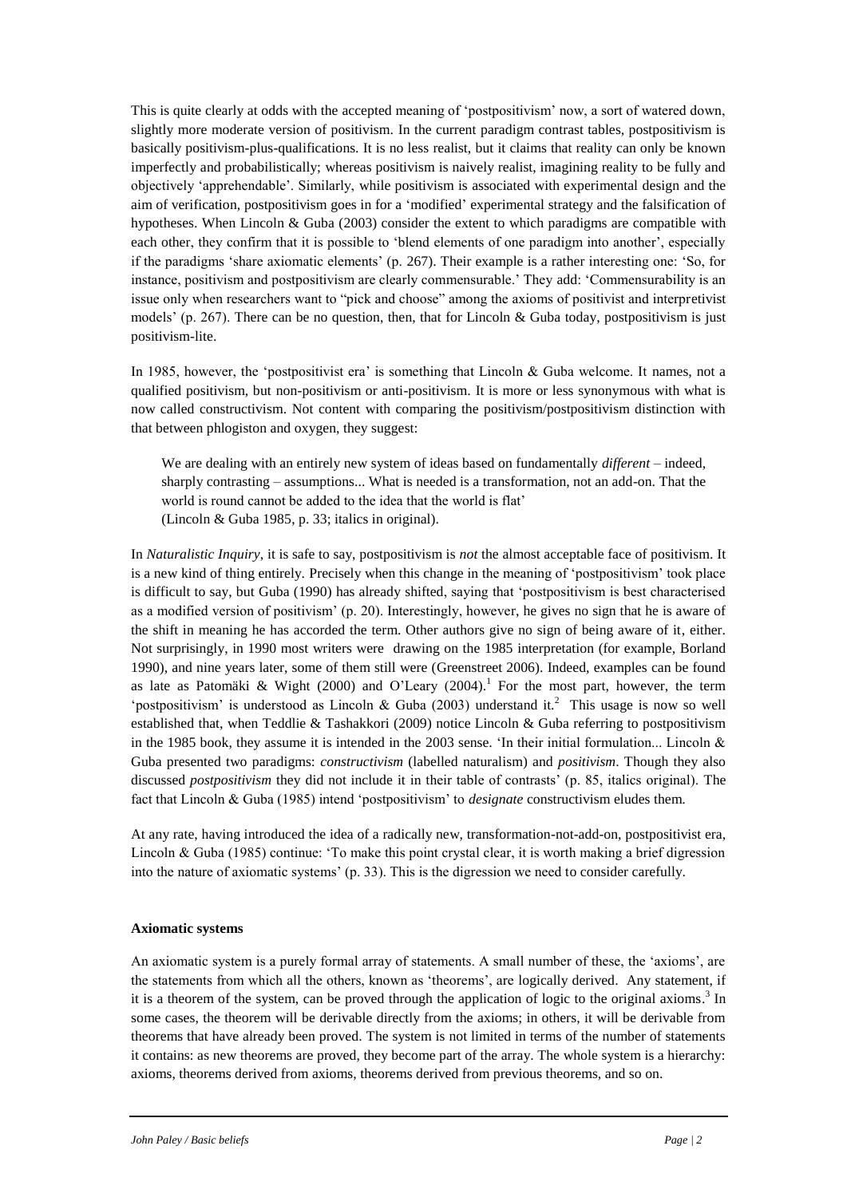This is quite clearly at odds with the accepted meaning of 'postpositivism' now, a sort of watered down, slightly more moderate version of positivism. In the current paradigm contrast tables, postpositivism is basically positivism-plus-qualifications. It is no less realist, but it claims that reality can only be known imperfectly and probabilistically; whereas positivism is naively realist, imagining reality to be fully and objectively 'apprehendable'. Similarly, while positivism is associated with experimental design and the aim of verification, postpositivism goes in for a 'modified' experimental strategy and the falsification of hypotheses. When Lincoln & Guba (2003) consider the extent to which paradigms are compatible with each other, they confirm that it is possible to 'blend elements of one paradigm into another', especially if the paradigms 'share axiomatic elements' (p. 267). Their example is a rather interesting one: 'So, for instance, positivism and postpositivism are clearly commensurable.' They add: 'Commensurability is an issue only when researchers want to "pick and choose" among the axioms of positivist and interpretivist models' (p. 267). There can be no question, then, that for Lincoln & Guba today, postpositivism is just positivism-lite.

In 1985, however, the 'postpositivist era' is something that Lincoln & Guba welcome. It names, not a qualified positivism, but non-positivism or anti-positivism. It is more or less synonymous with what is now called constructivism. Not content with comparing the positivism/postpositivism distinction with that between phlogiston and oxygen, they suggest:

> We are dealing with an entirely new system of ideas based on fundamentally *different* – indeed, sharply contrasting – assumptions... What is needed is a transformation, not an add-on. That the world is round cannot be added to the idea that the world is flat'
> (Lincoln & Guba 1985, p. 33; italics in original).

In *Naturalistic Inquiry*, it is safe to say, postpositivism is *not* the almost acceptable face of positivism. It is a new kind of thing entirely. Precisely when this change in the meaning of 'postpositivism' took place is difficult to say, but Guba (1990) has already shifted, saying that 'postpositivism is best characterised as a modified version of positivism' (p. 20). Interestingly, however, he gives no sign that he is aware of the shift in meaning he has accorded the term. Other authors give no sign of being aware of it, either. Not surprisingly, in 1990 most writers were drawing on the 1985 interpretation (for example, Borland 1990), and nine years later, some of them still were (Greenstreet 2006). Indeed, examples can be found as late as Patomäki & Wight (2000) and O'Leary (2004).[1] For the most part, however, the term 'postpositivism' is understood as Lincoln & Guba (2003) understand it.[2] This usage is now so well established that, when Teddlie & Tashakkori (2009) notice Lincoln & Guba referring to postpositivism in the 1985 book, they assume it is intended in the 2003 sense. 'In their initial formulation... Lincoln & Guba presented two paradigms: *constructivism* (labelled naturalism) and *positivism*. Though they also discussed *postpositivism* they did not include it in their table of contrasts' (p. 85, italics original). The fact that Lincoln & Guba (1985) intend 'postpositivism' to *designate* constructivism eludes them.

At any rate, having introduced the idea of a radically new, transformation-not-add-on, postpositivist era, Lincoln & Guba (1985) continue: 'To make this point crystal clear, it is worth making a brief digression into the nature of axiomatic systems' (p. 33). This is the digression we need to consider carefully.

**Axiomatic systems**

An axiomatic system is a purely formal array of statements. A small number of these, the 'axioms', are the statements from which all the others, known as 'theorems', are logically derived. Any statement, if it is a theorem of the system, can be proved through the application of logic to the original axioms.[3] In some cases, the theorem will be derivable directly from the axioms; in others, it will be derivable from theorems that have already been proved. The system is not limited in terms of the number of statements it contains: as new theorems are proved, they become part of the array. The whole system is a hierarchy: axioms, theorems derived from axioms, theorems derived from previous theorems, and so on.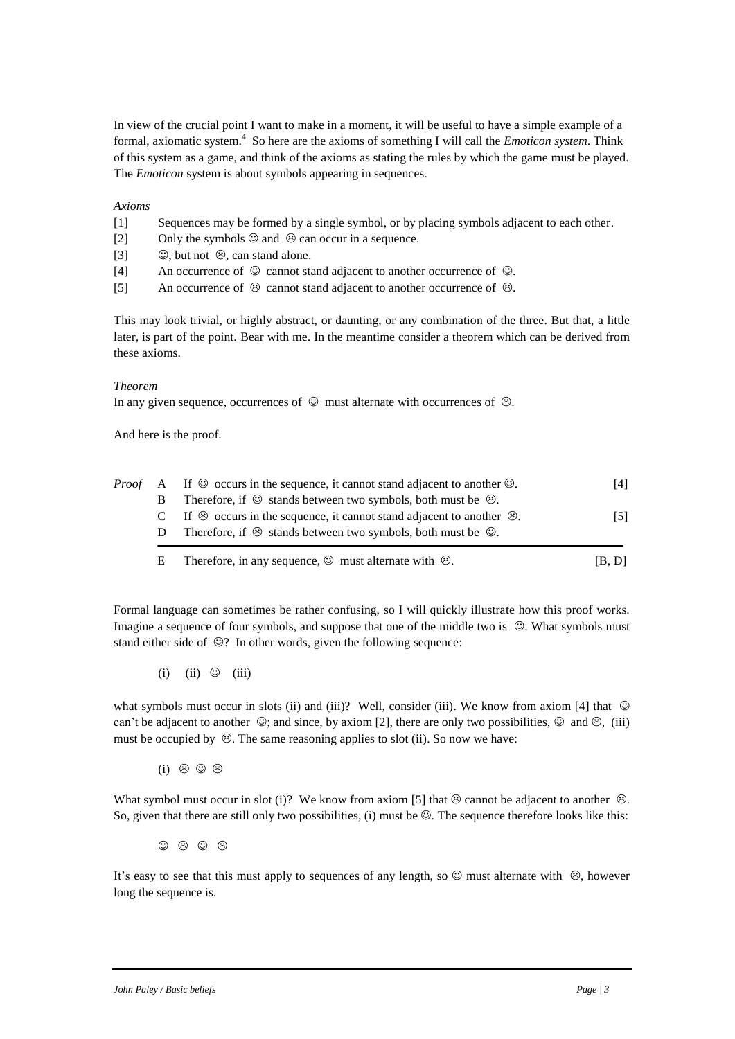In view of the crucial point I want to make in a moment, it will be useful to have a simple example of a formal, axiomatic system.[4] So here are the axioms of something I will call the *Emoticon system*. Think of this system as a game, and think of the axioms as stating the rules by which the game must be played. The *Emoticon* system is about symbols appearing in sequences.

*Axioms*

[1] Sequences may be formed by a single symbol, or by placing symbols adjacent to each other.

[2] Only the symbols ☺ and ☹ can occur in a sequence.

[3] ☺, but not ☹, can stand alone.

[4] An occurrence of ☺ cannot stand adjacent to another occurrence of ☺.

[5] An occurrence of ☹ cannot stand adjacent to another occurrence of ☹.

This may look trivial, or highly abstract, or daunting, or any combination of the three. But that, a little later, is part of the point. Bear with me. In the meantime consider a theorem which can be derived from these axioms.

*Theorem*

In any given sequence, occurrences of ☺ must alternate with occurrences of ☹.

And here is the proof.

| *Proof* | | | |
|---|---|---|---|
| | A | If ☺ occurs in the sequence, it cannot stand adjacent to another ☺. | [4] |
| | B | Therefore, if ☺ stands between two symbols, both must be ☹. | |
| | C | If ☹ occurs in the sequence, it cannot stand adjacent to another ☹. | [5] |
| | D | Therefore, if ☹ stands between two symbols, both must be ☺. | |
| | E | Therefore, in any sequence, ☺ must alternate with ☹. | [B, D] |

Formal language can sometimes be rather confusing, so I will quickly illustrate how this proof works. Imagine a sequence of four symbols, and suppose that one of the middle two is ☺. What symbols must stand either side of ☺? In other words, given the following sequence:

(i) (ii) ☺ (iii)

what symbols must occur in slots (ii) and (iii)? Well, consider (iii). We know from axiom [4] that ☺ can't be adjacent to another ☺; and since, by axiom [2], there are only two possibilities, ☺ and ☹, (iii) must be occupied by ☹. The same reasoning applies to slot (ii). So now we have:

(i) ☹ ☺ ☹

What symbol must occur in slot (i)? We know from axiom [5] that ☹ cannot be adjacent to another ☹. So, given that there are still only two possibilities, (i) must be ☺. The sequence therefore looks like this:

☺ ☹ ☺ ☹

It's easy to see that this must apply to sequences of any length, so ☺ must alternate with ☹, however long the sequence is.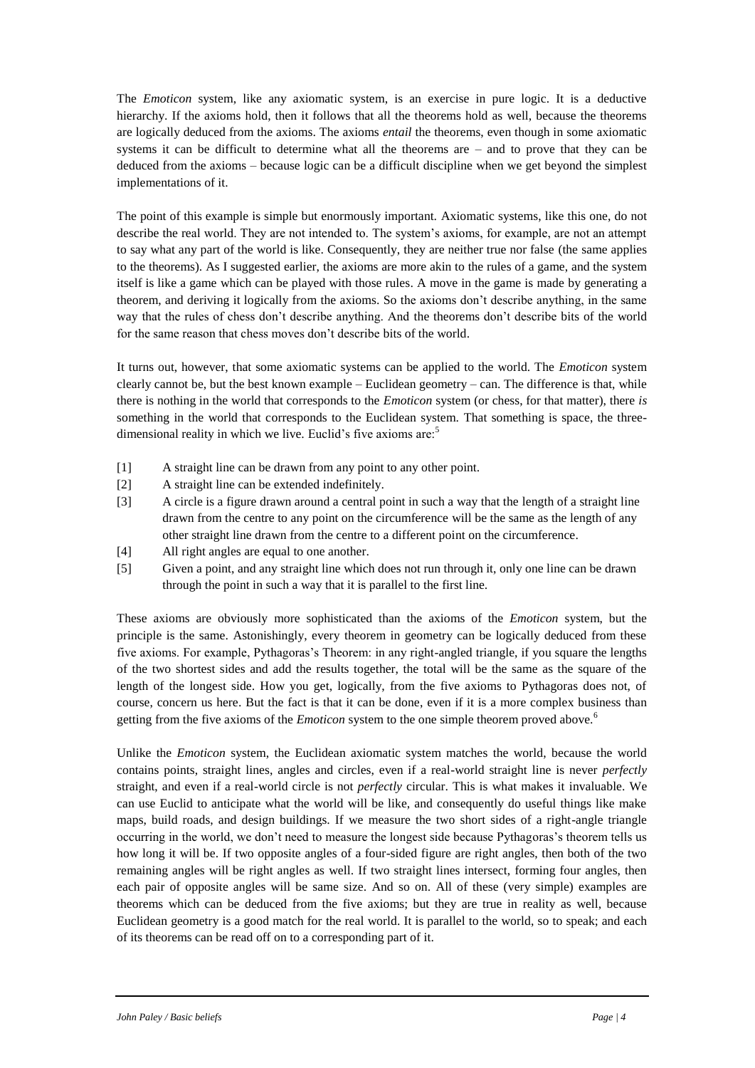The *Emoticon* system, like any axiomatic system, is an exercise in pure logic. It is a deductive hierarchy. If the axioms hold, then it follows that all the theorems hold as well, because the theorems are logically deduced from the axioms. The axioms *entail* the theorems, even though in some axiomatic systems it can be difficult to determine what all the theorems are – and to prove that they can be deduced from the axioms – because logic can be a difficult discipline when we get beyond the simplest implementations of it.

The point of this example is simple but enormously important. Axiomatic systems, like this one, do not describe the real world. They are not intended to. The system's axioms, for example, are not an attempt to say what any part of the world is like. Consequently, they are neither true nor false (the same applies to the theorems). As I suggested earlier, the axioms are more akin to the rules of a game, and the system itself is like a game which can be played with those rules. A move in the game is made by generating a theorem, and deriving it logically from the axioms. So the axioms don't describe anything, in the same way that the rules of chess don't describe anything. And the theorems don't describe bits of the world for the same reason that chess moves don't describe bits of the world.

It turns out, however, that some axiomatic systems can be applied to the world. The *Emoticon* system clearly cannot be, but the best known example – Euclidean geometry – can. The difference is that, while there is nothing in the world that corresponds to the *Emoticon* system (or chess, for that matter), there *is* something in the world that corresponds to the Euclidean system. That something is space, the three-dimensional reality in which we live. Euclid's five axioms are:[5]

[1] A straight line can be drawn from any point to any other point.

[2] A straight line can be extended indefinitely.

[3] A circle is a figure drawn around a central point in such a way that the length of a straight line drawn from the centre to any point on the circumference will be the same as the length of any other straight line drawn from the centre to a different point on the circumference.

[4] All right angles are equal to one another.

[5] Given a point, and any straight line which does not run through it, only one line can be drawn through the point in such a way that it is parallel to the first line.

These axioms are obviously more sophisticated than the axioms of the *Emoticon* system, but the principle is the same. Astonishingly, every theorem in geometry can be logically deduced from these five axioms. For example, Pythagoras's Theorem: in any right-angled triangle, if you square the lengths of the two shortest sides and add the results together, the total will be the same as the square of the length of the longest side. How you get, logically, from the five axioms to Pythagoras does not, of course, concern us here. But the fact is that it can be done, even if it is a more complex business than getting from the five axioms of the *Emoticon* system to the one simple theorem proved above.[6]

Unlike the *Emoticon* system, the Euclidean axiomatic system matches the world, because the world contains points, straight lines, angles and circles, even if a real-world straight line is never *perfectly* straight, and even if a real-world circle is not *perfectly* circular. This is what makes it invaluable. We can use Euclid to anticipate what the world will be like, and consequently do useful things like make maps, build roads, and design buildings. If we measure the two short sides of a right-angle triangle occurring in the world, we don't need to measure the longest side because Pythagoras's theorem tells us how long it will be. If two opposite angles of a four-sided figure are right angles, then both of the two remaining angles will be right angles as well. If two straight lines intersect, forming four angles, then each pair of opposite angles will be same size. And so on. All of these (very simple) examples are theorems which can be deduced from the five axioms; but they are true in reality as well, because Euclidean geometry is a good match for the real world. It is parallel to the world, so to speak; and each of its theorems can be read off on to a corresponding part of it.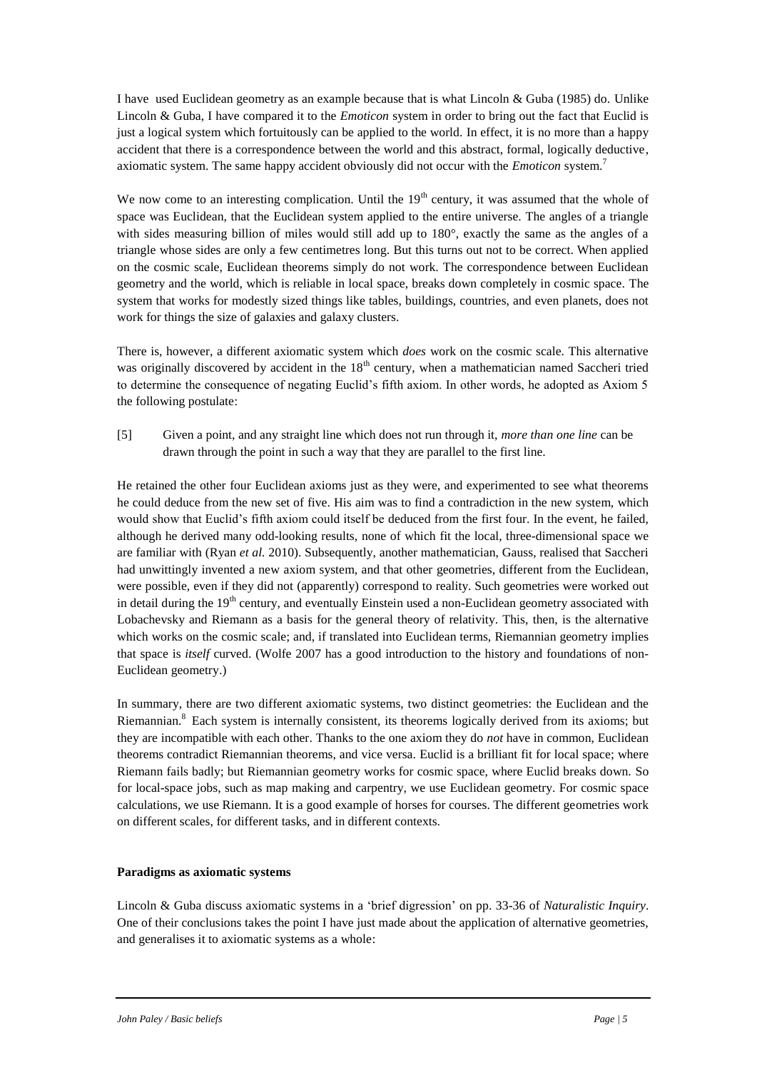I have used Euclidean geometry as an example because that is what Lincoln & Guba (1985) do. Unlike Lincoln & Guba, I have compared it to the *Emoticon* system in order to bring out the fact that Euclid is just a logical system which fortuitously can be applied to the world. In effect, it is no more than a happy accident that there is a correspondence between the world and this abstract, formal, logically deductive, axiomatic system. The same happy accident obviously did not occur with the *Emoticon* system.[7]

We now come to an interesting complication. Until the 19th century, it was assumed that the whole of space was Euclidean, that the Euclidean system applied to the entire universe. The angles of a triangle with sides measuring billion of miles would still add up to 180°, exactly the same as the angles of a triangle whose sides are only a few centimetres long. But this turns out not to be correct. When applied on the cosmic scale, Euclidean theorems simply do not work. The correspondence between Euclidean geometry and the world, which is reliable in local space, breaks down completely in cosmic space. The system that works for modestly sized things like tables, buildings, countries, and even planets, does not work for things the size of galaxies and galaxy clusters.

There is, however, a different axiomatic system which *does* work on the cosmic scale. This alternative was originally discovered by accident in the 18th century, when a mathematician named Saccheri tried to determine the consequence of negating Euclid's fifth axiom. In other words, he adopted as Axiom 5 the following postulate:

[5] Given a point, and any straight line which does not run through it, *more than one line* can be drawn through the point in such a way that they are parallel to the first line.

He retained the other four Euclidean axioms just as they were, and experimented to see what theorems he could deduce from the new set of five. His aim was to find a contradiction in the new system, which would show that Euclid's fifth axiom could itself be deduced from the first four. In the event, he failed, although he derived many odd-looking results, none of which fit the local, three-dimensional space we are familiar with (Ryan *et al.* 2010). Subsequently, another mathematician, Gauss, realised that Saccheri had unwittingly invented a new axiom system, and that other geometries, different from the Euclidean, were possible, even if they did not (apparently) correspond to reality. Such geometries were worked out in detail during the 19th century, and eventually Einstein used a non-Euclidean geometry associated with Lobachevsky and Riemann as a basis for the general theory of relativity. This, then, is the alternative which works on the cosmic scale; and, if translated into Euclidean terms, Riemannian geometry implies that space is *itself* curved. (Wolfe 2007 has a good introduction to the history and foundations of non-Euclidean geometry.)

In summary, there are two different axiomatic systems, two distinct geometries: the Euclidean and the Riemannian.[8] Each system is internally consistent, its theorems logically derived from its axioms; but they are incompatible with each other. Thanks to the one axiom they do *not* have in common, Euclidean theorems contradict Riemannian theorems, and vice versa. Euclid is a brilliant fit for local space; where Riemann fails badly; but Riemannian geometry works for cosmic space, where Euclid breaks down. So for local-space jobs, such as map making and carpentry, we use Euclidean geometry. For cosmic space calculations, we use Riemann. It is a good example of horses for courses. The different geometries work on different scales, for different tasks, and in different contexts.

**Paradigms as axiomatic systems**

Lincoln & Guba discuss axiomatic systems in a 'brief digression' on pp. 33-36 of *Naturalistic Inquiry*. One of their conclusions takes the point I have just made about the application of alternative geometries, and generalises it to axiomatic systems as a whole: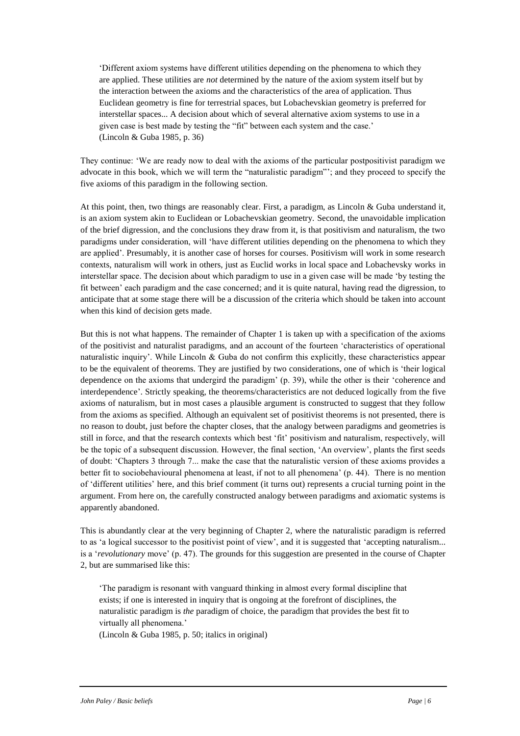> 'Different axiom systems have different utilities depending on the phenomena to which they are applied. These utilities are *not* determined by the nature of the axiom system itself but by the interaction between the axioms and the characteristics of the area of application. Thus Euclidean geometry is fine for terrestrial spaces, but Lobachevskian geometry is preferred for interstellar spaces... A decision about which of several alternative axiom systems to use in a given case is best made by testing the "fit" between each system and the case.'
> (Lincoln & Guba 1985, p. 36)

They continue: 'We are ready now to deal with the axioms of the particular postpositivist paradigm we advocate in this book, which we will term the "naturalistic paradigm"'; and they proceed to specify the five axioms of this paradigm in the following section.

At this point, then, two things are reasonably clear. First, a paradigm, as Lincoln & Guba understand it, is an axiom system akin to Euclidean or Lobachevskian geometry. Second, the unavoidable implication of the brief digression, and the conclusions they draw from it, is that positivism and naturalism, the two paradigms under consideration, will 'have different utilities depending on the phenomena to which they are applied'. Presumably, it is another case of horses for courses. Positivism will work in some research contexts, naturalism will work in others, just as Euclid works in local space and Lobachevsky works in interstellar space. The decision about which paradigm to use in a given case will be made 'by testing the fit between' each paradigm and the case concerned; and it is quite natural, having read the digression, to anticipate that at some stage there will be a discussion of the criteria which should be taken into account when this kind of decision gets made.

But this is not what happens. The remainder of Chapter 1 is taken up with a specification of the axioms of the positivist and naturalist paradigms, and an account of the fourteen 'characteristics of operational naturalistic inquiry'. While Lincoln & Guba do not confirm this explicitly, these characteristics appear to be the equivalent of theorems. They are justified by two considerations, one of which is 'their logical dependence on the axioms that undergird the paradigm' (p. 39), while the other is their 'coherence and interdependence'. Strictly speaking, the theorems/characteristics are not deduced logically from the five axioms of naturalism, but in most cases a plausible argument is constructed to suggest that they follow from the axioms as specified. Although an equivalent set of positivist theorems is not presented, there is no reason to doubt, just before the chapter closes, that the analogy between paradigms and geometries is still in force, and that the research contexts which best 'fit' positivism and naturalism, respectively, will be the topic of a subsequent discussion. However, the final section, 'An overview', plants the first seeds of doubt: 'Chapters 3 through 7... make the case that the naturalistic version of these axioms provides a better fit to sociobehavioural phenomena at least, if not to all phenomena' (p. 44). There is no mention of 'different utilities' here, and this brief comment (it turns out) represents a crucial turning point in the argument. From here on, the carefully constructed analogy between paradigms and axiomatic systems is apparently abandoned.

This is abundantly clear at the very beginning of Chapter 2, where the naturalistic paradigm is referred to as 'a logical successor to the positivist point of view', and it is suggested that 'accepting naturalism... is a '*revolutionary* move' (p. 47). The grounds for this suggestion are presented in the course of Chapter 2, but are summarised like this:

> 'The paradigm is resonant with vanguard thinking in almost every formal discipline that exists; if one is interested in inquiry that is ongoing at the forefront of disciplines, the naturalistic paradigm is *the* paradigm of choice, the paradigm that provides the best fit to virtually all phenomena.'
> (Lincoln & Guba 1985, p. 50; italics in original)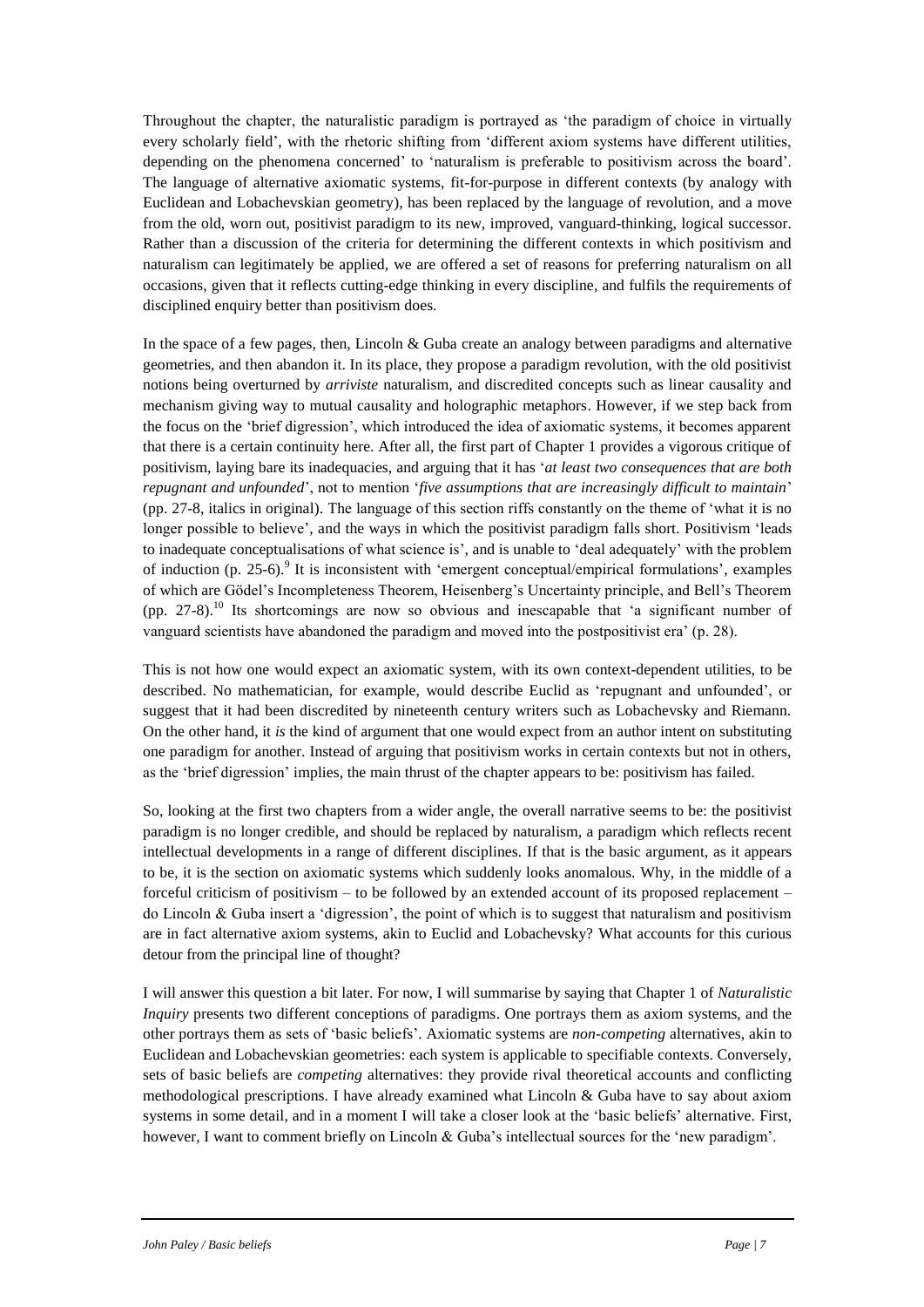Throughout the chapter, the naturalistic paradigm is portrayed as 'the paradigm of choice in virtually every scholarly field', with the rhetoric shifting from 'different axiom systems have different utilities, depending on the phenomena concerned' to 'naturalism is preferable to positivism across the board'. The language of alternative axiomatic systems, fit-for-purpose in different contexts (by analogy with Euclidean and Lobachevskian geometry), has been replaced by the language of revolution, and a move from the old, worn out, positivist paradigm to its new, improved, vanguard-thinking, logical successor. Rather than a discussion of the criteria for determining the different contexts in which positivism and naturalism can legitimately be applied, we are offered a set of reasons for preferring naturalism on all occasions, given that it reflects cutting-edge thinking in every discipline, and fulfils the requirements of disciplined enquiry better than positivism does.

In the space of a few pages, then, Lincoln & Guba create an analogy between paradigms and alternative geometries, and then abandon it. In its place, they propose a paradigm revolution, with the old positivist notions being overturned by *arriviste* naturalism, and discredited concepts such as linear causality and mechanism giving way to mutual causality and holographic metaphors. However, if we step back from the focus on the 'brief digression', which introduced the idea of axiomatic systems, it becomes apparent that there is a certain continuity here. After all, the first part of Chapter 1 provides a vigorous critique of positivism, laying bare its inadequacies, and arguing that it has '*at least two consequences that are both repugnant and unfounded*', not to mention '*five assumptions that are increasingly difficult to maintain*' (pp. 27-8, italics in original). The language of this section riffs constantly on the theme of 'what it is no longer possible to believe', and the ways in which the positivist paradigm falls short. Positivism 'leads to inadequate conceptualisations of what science is', and is unable to 'deal adequately' with the problem of induction (p. 25-6).[9] It is inconsistent with 'emergent conceptual/empirical formulations', examples of which are Gödel's Incompleteness Theorem, Heisenberg's Uncertainty principle, and Bell's Theorem (pp. 27-8).[10] Its shortcomings are now so obvious and inescapable that 'a significant number of vanguard scientists have abandoned the paradigm and moved into the postpositivist era' (p. 28).

This is not how one would expect an axiomatic system, with its own context-dependent utilities, to be described. No mathematician, for example, would describe Euclid as 'repugnant and unfounded', or suggest that it had been discredited by nineteenth century writers such as Lobachevsky and Riemann. On the other hand, it *is* the kind of argument that one would expect from an author intent on substituting one paradigm for another. Instead of arguing that positivism works in certain contexts but not in others, as the 'brief digression' implies, the main thrust of the chapter appears to be: positivism has failed.

So, looking at the first two chapters from a wider angle, the overall narrative seems to be: the positivist paradigm is no longer credible, and should be replaced by naturalism, a paradigm which reflects recent intellectual developments in a range of different disciplines. If that is the basic argument, as it appears to be, it is the section on axiomatic systems which suddenly looks anomalous. Why, in the middle of a forceful criticism of positivism – to be followed by an extended account of its proposed replacement – do Lincoln & Guba insert a 'digression', the point of which is to suggest that naturalism and positivism are in fact alternative axiom systems, akin to Euclid and Lobachevsky? What accounts for this curious detour from the principal line of thought?

I will answer this question a bit later. For now, I will summarise by saying that Chapter 1 of *Naturalistic Inquiry* presents two different conceptions of paradigms. One portrays them as axiom systems, and the other portrays them as sets of 'basic beliefs'. Axiomatic systems are *non-competing* alternatives, akin to Euclidean and Lobachevskian geometries: each system is applicable to specifiable contexts. Conversely, sets of basic beliefs are *competing* alternatives: they provide rival theoretical accounts and conflicting methodological prescriptions. I have already examined what Lincoln & Guba have to say about axiom systems in some detail, and in a moment I will take a closer look at the 'basic beliefs' alternative. First, however, I want to comment briefly on Lincoln & Guba's intellectual sources for the 'new paradigm'.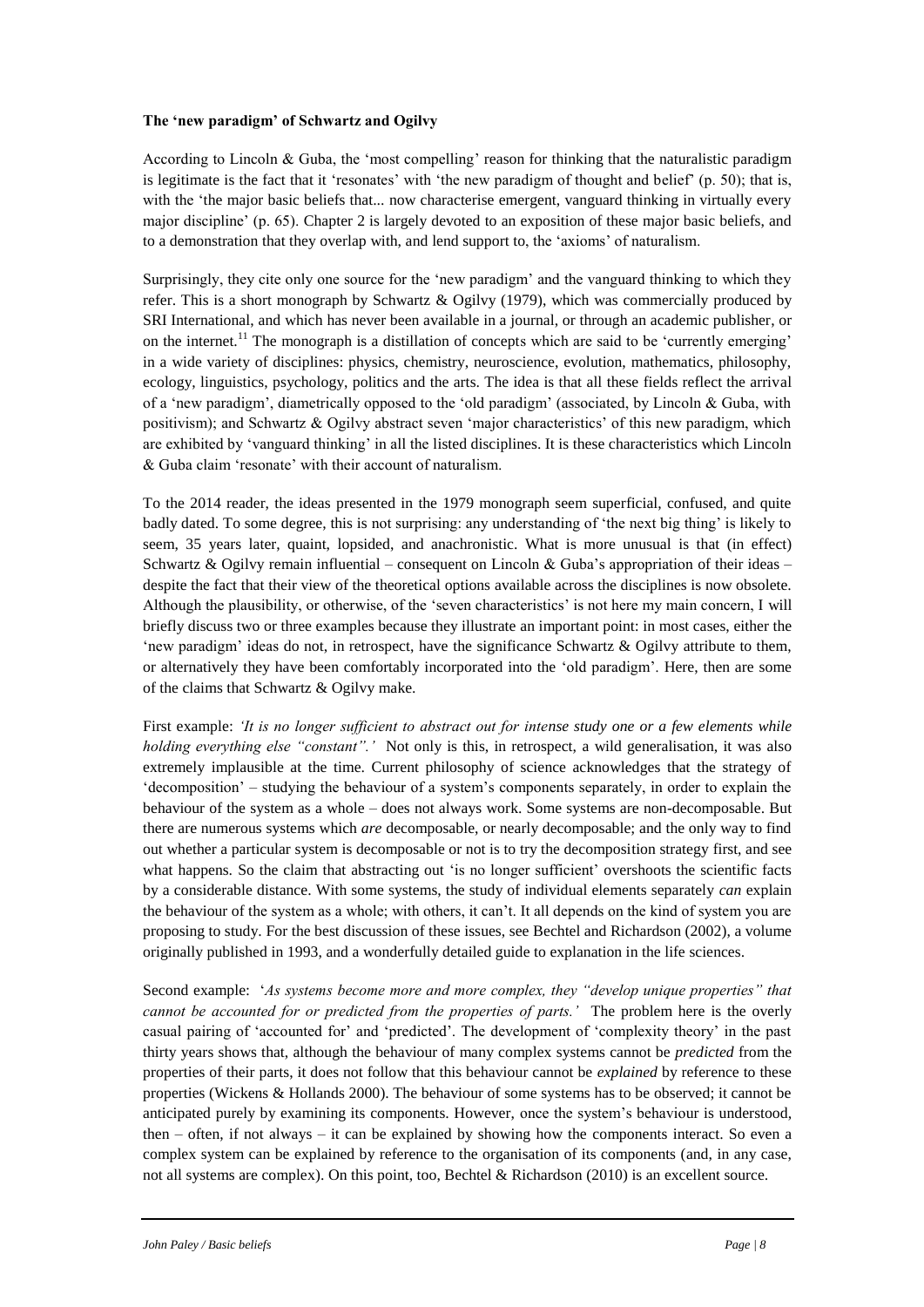**The 'new paradigm' of Schwartz and Ogilvy**

According to Lincoln & Guba, the 'most compelling' reason for thinking that the naturalistic paradigm is legitimate is the fact that it 'resonates' with 'the new paradigm of thought and belief' (p. 50); that is, with the 'the major basic beliefs that... now characterise emergent, vanguard thinking in virtually every major discipline' (p. 65). Chapter 2 is largely devoted to an exposition of these major basic beliefs, and to a demonstration that they overlap with, and lend support to, the 'axioms' of naturalism.

Surprisingly, they cite only one source for the 'new paradigm' and the vanguard thinking to which they refer. This is a short monograph by Schwartz & Ogilvy (1979), which was commercially produced by SRI International, and which has never been available in a journal, or through an academic publisher, or on the internet.[11] The monograph is a distillation of concepts which are said to be 'currently emerging' in a wide variety of disciplines: physics, chemistry, neuroscience, evolution, mathematics, philosophy, ecology, linguistics, psychology, politics and the arts. The idea is that all these fields reflect the arrival of a 'new paradigm', diametrically opposed to the 'old paradigm' (associated, by Lincoln & Guba, with positivism); and Schwartz & Ogilvy abstract seven 'major characteristics' of this new paradigm, which are exhibited by 'vanguard thinking' in all the listed disciplines. It is these characteristics which Lincoln & Guba claim 'resonate' with their account of naturalism.

To the 2014 reader, the ideas presented in the 1979 monograph seem superficial, confused, and quite badly dated. To some degree, this is not surprising: any understanding of 'the next big thing' is likely to seem, 35 years later, quaint, lopsided, and anachronistic. What is more unusual is that (in effect) Schwartz & Ogilvy remain influential – consequent on Lincoln & Guba's appropriation of their ideas – despite the fact that their view of the theoretical options available across the disciplines is now obsolete. Although the plausibility, or otherwise, of the 'seven characteristics' is not here my main concern, I will briefly discuss two or three examples because they illustrate an important point: in most cases, either the 'new paradigm' ideas do not, in retrospect, have the significance Schwartz & Ogilvy attribute to them, or alternatively they have been comfortably incorporated into the 'old paradigm'. Here, then are some of the claims that Schwartz & Ogilvy make.

First example: *'It is no longer sufficient to abstract out for intense study one or a few elements while holding everything else "constant".'* Not only is this, in retrospect, a wild generalisation, it was also extremely implausible at the time. Current philosophy of science acknowledges that the strategy of 'decomposition' – studying the behaviour of a system's components separately, in order to explain the behaviour of the system as a whole – does not always work. Some systems are non-decomposable. But there are numerous systems which *are* decomposable, or nearly decomposable; and the only way to find out whether a particular system is decomposable or not is to try the decomposition strategy first, and see what happens. So the claim that abstracting out 'is no longer sufficient' overshoots the scientific facts by a considerable distance. With some systems, the study of individual elements separately *can* explain the behaviour of the system as a whole; with others, it can't. It all depends on the kind of system you are proposing to study. For the best discussion of these issues, see Bechtel and Richardson (2002), a volume originally published in 1993, and a wonderfully detailed guide to explanation in the life sciences.

Second example: '*As systems become more and more complex, they "develop unique properties" that cannot be accounted for or predicted from the properties of parts.'* The problem here is the overly casual pairing of 'accounted for' and 'predicted'. The development of 'complexity theory' in the past thirty years shows that, although the behaviour of many complex systems cannot be *predicted* from the properties of their parts, it does not follow that this behaviour cannot be *explained* by reference to these properties (Wickens & Hollands 2000). The behaviour of some systems has to be observed; it cannot be anticipated purely by examining its components. However, once the system's behaviour is understood, then – often, if not always – it can be explained by showing how the components interact. So even a complex system can be explained by reference to the organisation of its components (and, in any case, not all systems are complex). On this point, too, Bechtel & Richardson (2010) is an excellent source.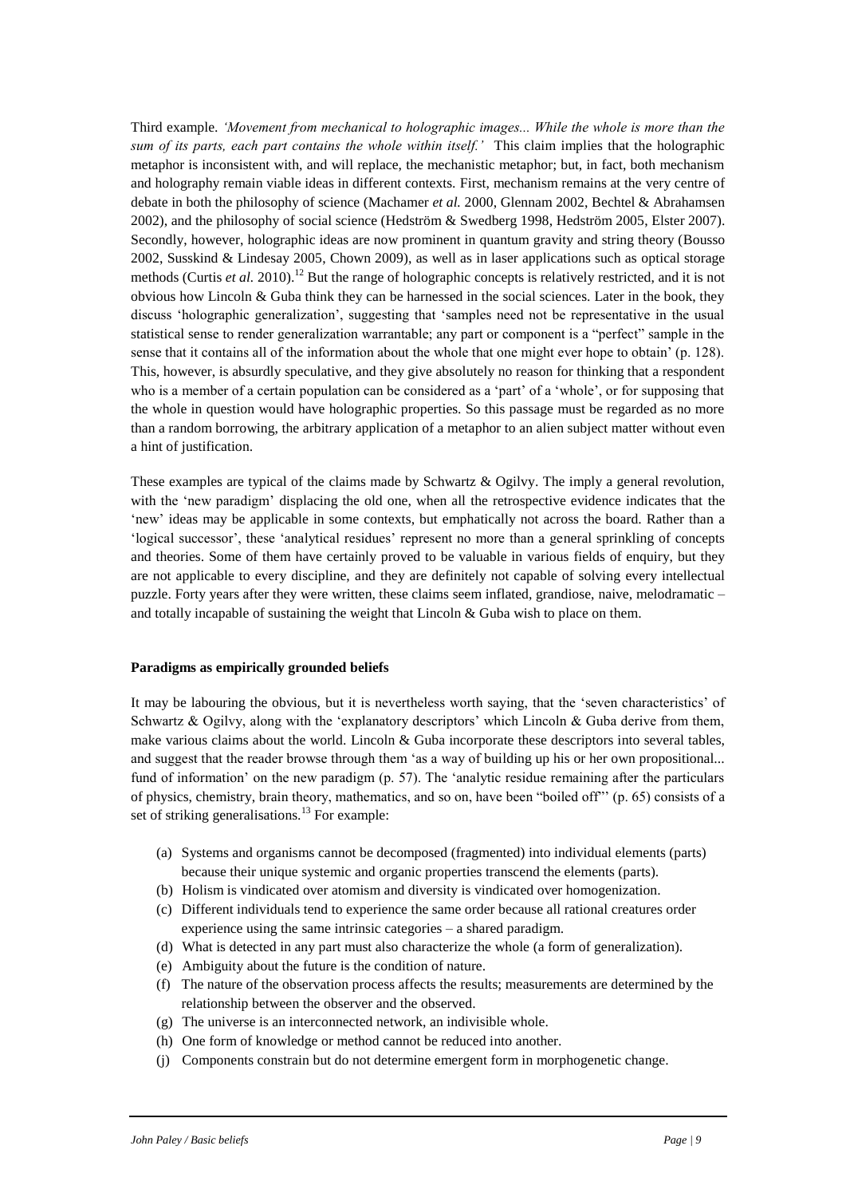Third example. *'Movement from mechanical to holographic images... While the whole is more than the sum of its parts, each part contains the whole within itself.'* This claim implies that the holographic metaphor is inconsistent with, and will replace, the mechanistic metaphor; but, in fact, both mechanism and holography remain viable ideas in different contexts. First, mechanism remains at the very centre of debate in both the philosophy of science (Machamer *et al.* 2000, Glennam 2002, Bechtel & Abrahamsen 2002), and the philosophy of social science (Hedström & Swedberg 1998, Hedström 2005, Elster 2007). Secondly, however, holographic ideas are now prominent in quantum gravity and string theory (Bousso 2002, Susskind & Lindesay 2005, Chown 2009), as well as in laser applications such as optical storage methods (Curtis *et al.* 2010).[12] But the range of holographic concepts is relatively restricted, and it is not obvious how Lincoln & Guba think they can be harnessed in the social sciences. Later in the book, they discuss 'holographic generalization', suggesting that 'samples need not be representative in the usual statistical sense to render generalization warrantable; any part or component is a "perfect" sample in the sense that it contains all of the information about the whole that one might ever hope to obtain' (p. 128). This, however, is absurdly speculative, and they give absolutely no reason for thinking that a respondent who is a member of a certain population can be considered as a 'part' of a 'whole', or for supposing that the whole in question would have holographic properties. So this passage must be regarded as no more than a random borrowing, the arbitrary application of a metaphor to an alien subject matter without even a hint of justification.

These examples are typical of the claims made by Schwartz & Ogilvy. The imply a general revolution, with the 'new paradigm' displacing the old one, when all the retrospective evidence indicates that the 'new' ideas may be applicable in some contexts, but emphatically not across the board. Rather than a 'logical successor', these 'analytical residues' represent no more than a general sprinkling of concepts and theories. Some of them have certainly proved to be valuable in various fields of enquiry, but they are not applicable to every discipline, and they are definitely not capable of solving every intellectual puzzle. Forty years after they were written, these claims seem inflated, grandiose, naive, melodramatic – and totally incapable of sustaining the weight that Lincoln & Guba wish to place on them.

**Paradigms as empirically grounded beliefs**

It may be labouring the obvious, but it is nevertheless worth saying, that the 'seven characteristics' of Schwartz & Ogilvy, along with the 'explanatory descriptors' which Lincoln & Guba derive from them, make various claims about the world. Lincoln & Guba incorporate these descriptors into several tables, and suggest that the reader browse through them 'as a way of building up his or her own propositional... fund of information' on the new paradigm (p. 57). The 'analytic residue remaining after the particulars of physics, chemistry, brain theory, mathematics, and so on, have been "boiled off"' (p. 65) consists of a set of striking generalisations.[13] For example:

(a) Systems and organisms cannot be decomposed (fragmented) into individual elements (parts) because their unique systemic and organic properties transcend the elements (parts).
(b) Holism is vindicated over atomism and diversity is vindicated over homogenization.
(c) Different individuals tend to experience the same order because all rational creatures order experience using the same intrinsic categories – a shared paradigm.
(d) What is detected in any part must also characterize the whole (a form of generalization).
(e) Ambiguity about the future is the condition of nature.
(f) The nature of the observation process affects the results; measurements are determined by the relationship between the observer and the observed.
(g) The universe is an interconnected network, an indivisible whole.
(h) One form of knowledge or method cannot be reduced into another.
(j) Components constrain but do not determine emergent form in morphogenetic change.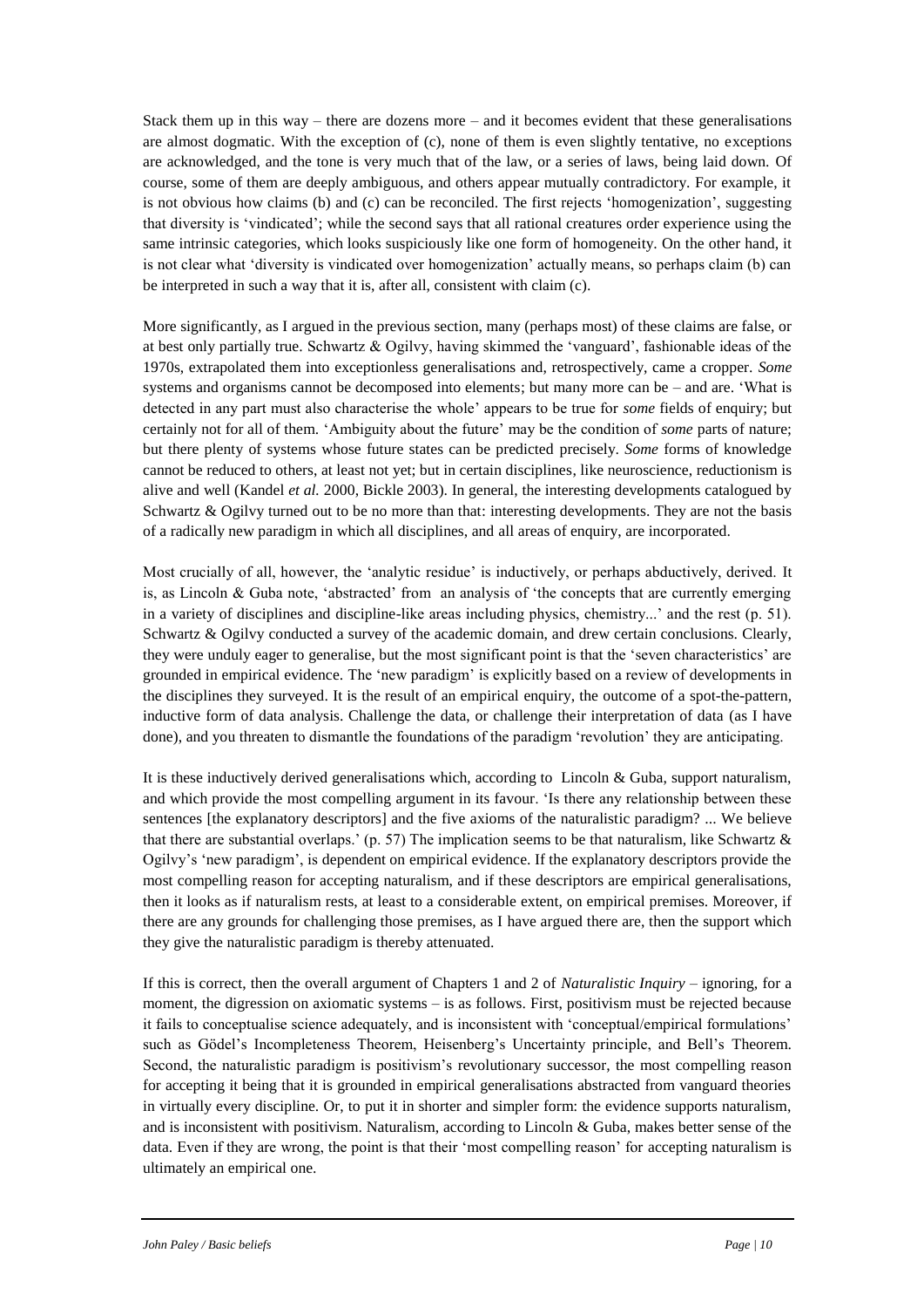Stack them up in this way – there are dozens more – and it becomes evident that these generalisations are almost dogmatic. With the exception of (c), none of them is even slightly tentative, no exceptions are acknowledged, and the tone is very much that of the law, or a series of laws, being laid down. Of course, some of them are deeply ambiguous, and others appear mutually contradictory. For example, it is not obvious how claims (b) and (c) can be reconciled. The first rejects 'homogenization', suggesting that diversity is 'vindicated'; while the second says that all rational creatures order experience using the same intrinsic categories, which looks suspiciously like one form of homogeneity. On the other hand, it is not clear what 'diversity is vindicated over homogenization' actually means, so perhaps claim (b) can be interpreted in such a way that it is, after all, consistent with claim (c).

More significantly, as I argued in the previous section, many (perhaps most) of these claims are false, or at best only partially true. Schwartz & Ogilvy, having skimmed the 'vanguard', fashionable ideas of the 1970s, extrapolated them into exceptionless generalisations and, retrospectively, came a cropper. *Some* systems and organisms cannot be decomposed into elements; but many more can be – and are. 'What is detected in any part must also characterise the whole' appears to be true for *some* fields of enquiry; but certainly not for all of them. 'Ambiguity about the future' may be the condition of *some* parts of nature; but there plenty of systems whose future states can be predicted precisely. *Some* forms of knowledge cannot be reduced to others, at least not yet; but in certain disciplines, like neuroscience, reductionism is alive and well (Kandel *et al.* 2000, Bickle 2003). In general, the interesting developments catalogued by Schwartz & Ogilvy turned out to be no more than that: interesting developments. They are not the basis of a radically new paradigm in which all disciplines, and all areas of enquiry, are incorporated.

Most crucially of all, however, the 'analytic residue' is inductively, or perhaps abductively, derived. It is, as Lincoln & Guba note, 'abstracted' from an analysis of 'the concepts that are currently emerging in a variety of disciplines and discipline-like areas including physics, chemistry...' and the rest (p. 51). Schwartz & Ogilvy conducted a survey of the academic domain, and drew certain conclusions. Clearly, they were unduly eager to generalise, but the most significant point is that the 'seven characteristics' are grounded in empirical evidence. The 'new paradigm' is explicitly based on a review of developments in the disciplines they surveyed. It is the result of an empirical enquiry, the outcome of a spot-the-pattern, inductive form of data analysis. Challenge the data, or challenge their interpretation of data (as I have done), and you threaten to dismantle the foundations of the paradigm 'revolution' they are anticipating.

It is these inductively derived generalisations which, according to Lincoln & Guba, support naturalism, and which provide the most compelling argument in its favour. 'Is there any relationship between these sentences [the explanatory descriptors] and the five axioms of the naturalistic paradigm? ... We believe that there are substantial overlaps.' (p. 57) The implication seems to be that naturalism, like Schwartz & Ogilvy's 'new paradigm', is dependent on empirical evidence. If the explanatory descriptors provide the most compelling reason for accepting naturalism, and if these descriptors are empirical generalisations, then it looks as if naturalism rests, at least to a considerable extent, on empirical premises. Moreover, if there are any grounds for challenging those premises, as I have argued there are, then the support which they give the naturalistic paradigm is thereby attenuated.

If this is correct, then the overall argument of Chapters 1 and 2 of *Naturalistic Inquiry* – ignoring, for a moment, the digression on axiomatic systems – is as follows. First, positivism must be rejected because it fails to conceptualise science adequately, and is inconsistent with 'conceptual/empirical formulations' such as Gödel's Incompleteness Theorem, Heisenberg's Uncertainty principle, and Bell's Theorem. Second, the naturalistic paradigm is positivism's revolutionary successor, the most compelling reason for accepting it being that it is grounded in empirical generalisations abstracted from vanguard theories in virtually every discipline. Or, to put it in shorter and simpler form: the evidence supports naturalism, and is inconsistent with positivism. Naturalism, according to Lincoln & Guba, makes better sense of the data. Even if they are wrong, the point is that their 'most compelling reason' for accepting naturalism is ultimately an empirical one.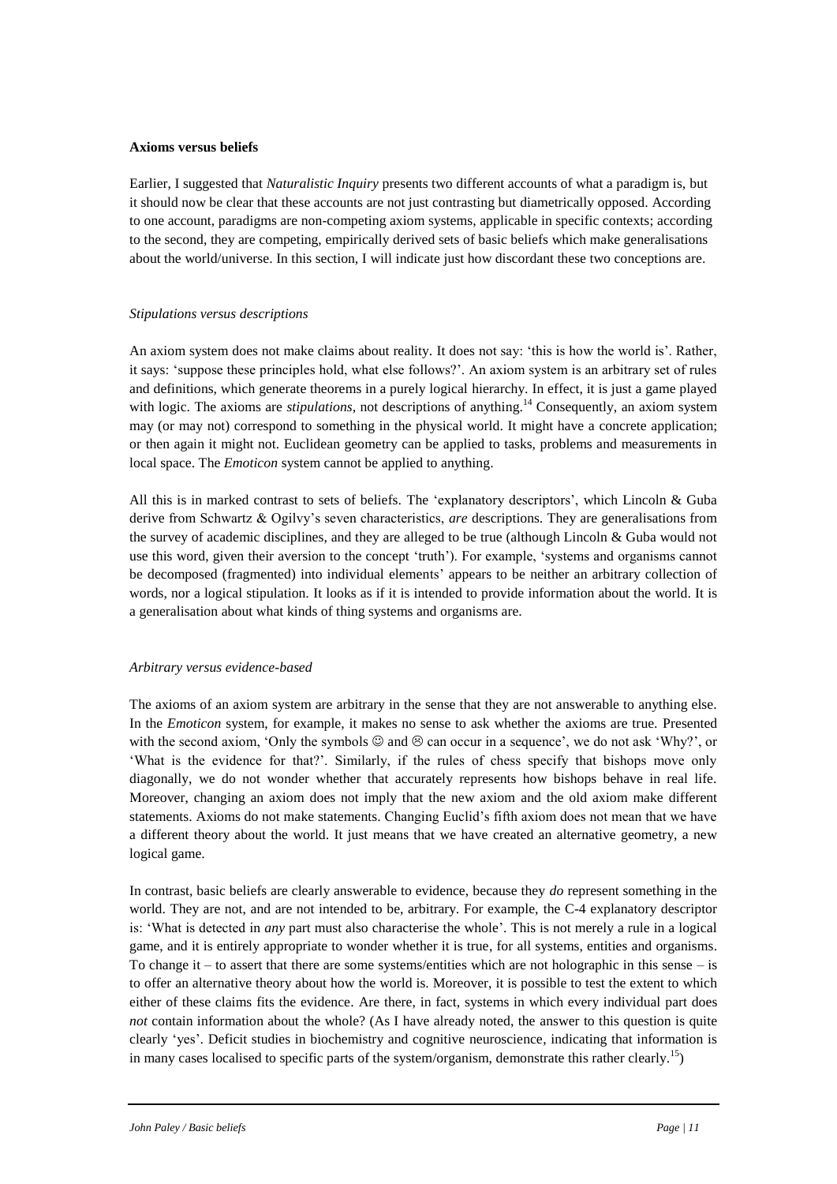**Axioms versus beliefs**

Earlier, I suggested that *Naturalistic Inquiry* presents two different accounts of what a paradigm is, but it should now be clear that these accounts are not just contrasting but diametrically opposed. According to one account, paradigms are non-competing axiom systems, applicable in specific contexts; according to the second, they are competing, empirically derived sets of basic beliefs which make generalisations about the world/universe. In this section, I will indicate just how discordant these two conceptions are.

*Stipulations versus descriptions*

An axiom system does not make claims about reality. It does not say: 'this is how the world is'. Rather, it says: 'suppose these principles hold, what else follows?'. An axiom system is an arbitrary set of rules and definitions, which generate theorems in a purely logical hierarchy. In effect, it is just a game played with logic. The axioms are *stipulations*, not descriptions of anything.[14] Consequently, an axiom system may (or may not) correspond to something in the physical world. It might have a concrete application; or then again it might not. Euclidean geometry can be applied to tasks, problems and measurements in local space. The *Emoticon* system cannot be applied to anything.

All this is in marked contrast to sets of beliefs. The 'explanatory descriptors', which Lincoln & Guba derive from Schwartz & Ogilvy's seven characteristics, *are* descriptions. They are generalisations from the survey of academic disciplines, and they are alleged to be true (although Lincoln & Guba would not use this word, given their aversion to the concept 'truth'). For example, 'systems and organisms cannot be decomposed (fragmented) into individual elements' appears to be neither an arbitrary collection of words, nor a logical stipulation. It looks as if it is intended to provide information about the world. It is a generalisation about what kinds of thing systems and organisms are.

*Arbitrary versus evidence-based*

The axioms of an axiom system are arbitrary in the sense that they are not answerable to anything else. In the *Emoticon* system, for example, it makes no sense to ask whether the axioms are true. Presented with the second axiom, 'Only the symbols ☺ and ☹ can occur in a sequence', we do not ask 'Why?', or 'What is the evidence for that?'. Similarly, if the rules of chess specify that bishops move only diagonally, we do not wonder whether that accurately represents how bishops behave in real life. Moreover, changing an axiom does not imply that the new axiom and the old axiom make different statements. Axioms do not make statements. Changing Euclid's fifth axiom does not mean that we have a different theory about the world. It just means that we have created an alternative geometry, a new logical game.

In contrast, basic beliefs are clearly answerable to evidence, because they *do* represent something in the world. They are not, and are not intended to be, arbitrary. For example, the C-4 explanatory descriptor is: 'What is detected in *any* part must also characterise the whole'. This is not merely a rule in a logical game, and it is entirely appropriate to wonder whether it is true, for all systems, entities and organisms. To change it – to assert that there are some systems/entities which are not holographic in this sense – is to offer an alternative theory about how the world is. Moreover, it is possible to test the extent to which either of these claims fits the evidence. Are there, in fact, systems in which every individual part does *not* contain information about the whole? (As I have already noted, the answer to this question is quite clearly 'yes'. Deficit studies in biochemistry and cognitive neuroscience, indicating that information is in many cases localised to specific parts of the system/organism, demonstrate this rather clearly.[15])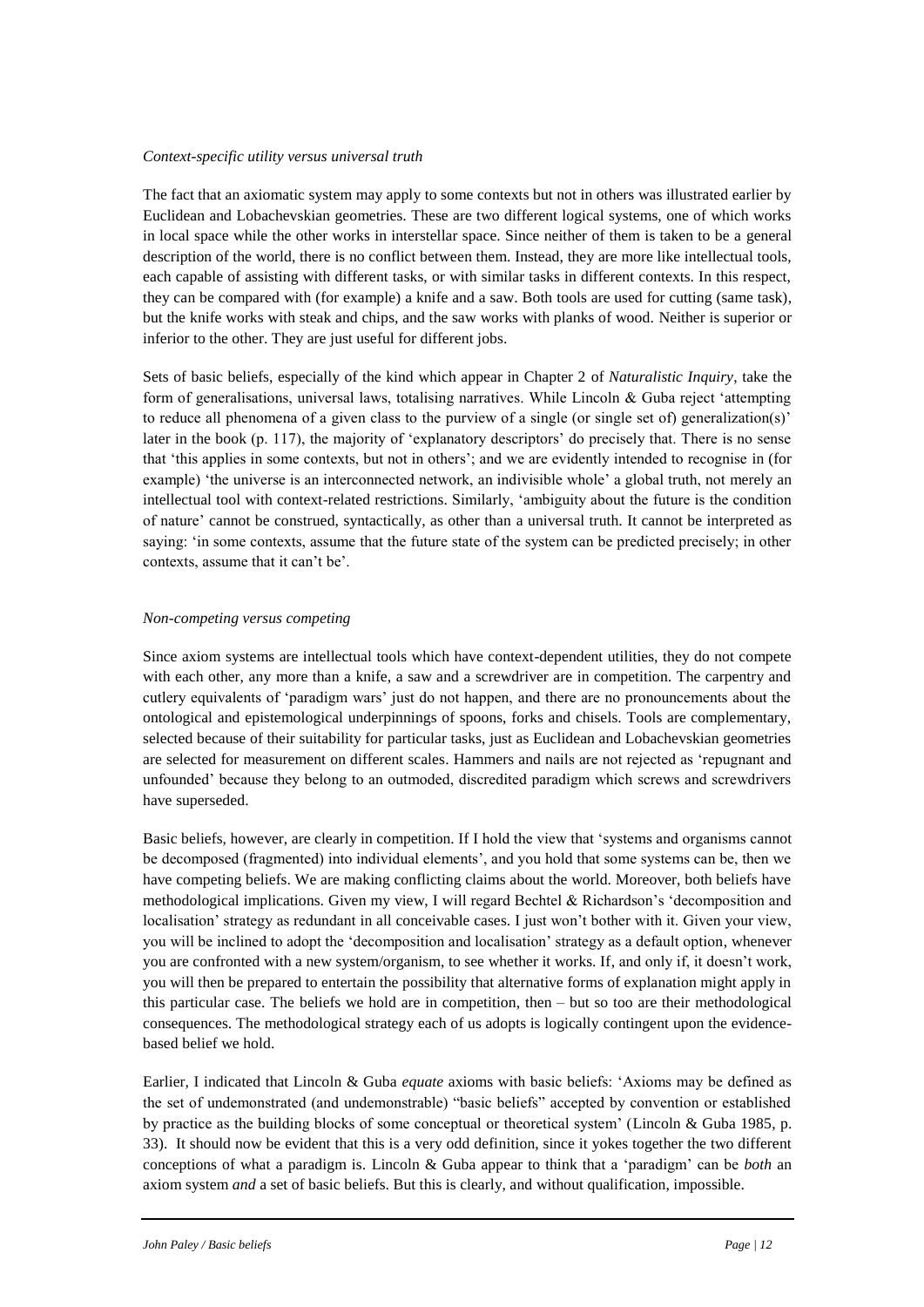*Context-specific utility versus universal truth*

The fact that an axiomatic system may apply to some contexts but not in others was illustrated earlier by Euclidean and Lobachevskian geometries. These are two different logical systems, one of which works in local space while the other works in interstellar space. Since neither of them is taken to be a general description of the world, there is no conflict between them. Instead, they are more like intellectual tools, each capable of assisting with different tasks, or with similar tasks in different contexts. In this respect, they can be compared with (for example) a knife and a saw. Both tools are used for cutting (same task), but the knife works with steak and chips, and the saw works with planks of wood. Neither is superior or inferior to the other. They are just useful for different jobs.

Sets of basic beliefs, especially of the kind which appear in Chapter 2 of *Naturalistic Inquiry*, take the form of generalisations, universal laws, totalising narratives. While Lincoln & Guba reject 'attempting to reduce all phenomena of a given class to the purview of a single (or single set of) generalization(s)' later in the book (p. 117), the majority of 'explanatory descriptors' do precisely that. There is no sense that 'this applies in some contexts, but not in others'; and we are evidently intended to recognise in (for example) 'the universe is an interconnected network, an indivisible whole' a global truth, not merely an intellectual tool with context-related restrictions. Similarly, 'ambiguity about the future is the condition of nature' cannot be construed, syntactically, as other than a universal truth. It cannot be interpreted as saying: 'in some contexts, assume that the future state of the system can be predicted precisely; in other contexts, assume that it can't be'.

*Non-competing versus competing*

Since axiom systems are intellectual tools which have context-dependent utilities, they do not compete with each other, any more than a knife, a saw and a screwdriver are in competition. The carpentry and cutlery equivalents of 'paradigm wars' just do not happen, and there are no pronouncements about the ontological and epistemological underpinnings of spoons, forks and chisels. Tools are complementary, selected because of their suitability for particular tasks, just as Euclidean and Lobachevskian geometries are selected for measurement on different scales. Hammers and nails are not rejected as 'repugnant and unfounded' because they belong to an outmoded, discredited paradigm which screws and screwdrivers have superseded.

Basic beliefs, however, are clearly in competition. If I hold the view that 'systems and organisms cannot be decomposed (fragmented) into individual elements', and you hold that some systems can be, then we have competing beliefs. We are making conflicting claims about the world. Moreover, both beliefs have methodological implications. Given my view, I will regard Bechtel & Richardson's 'decomposition and localisation' strategy as redundant in all conceivable cases. I just won't bother with it. Given your view, you will be inclined to adopt the 'decomposition and localisation' strategy as a default option, whenever you are confronted with a new system/organism, to see whether it works. If, and only if, it doesn't work, you will then be prepared to entertain the possibility that alternative forms of explanation might apply in this particular case. The beliefs we hold are in competition, then – but so too are their methodological consequences. The methodological strategy each of us adopts is logically contingent upon the evidence-based belief we hold.

Earlier, I indicated that Lincoln & Guba *equate* axioms with basic beliefs: 'Axioms may be defined as the set of undemonstrated (and undemonstrable) "basic beliefs" accepted by convention or established by practice as the building blocks of some conceptual or theoretical system' (Lincoln & Guba 1985, p. 33). It should now be evident that this is a very odd definition, since it yokes together the two different conceptions of what a paradigm is. Lincoln & Guba appear to think that a 'paradigm' can be *both* an axiom system *and* a set of basic beliefs. But this is clearly, and without qualification, impossible.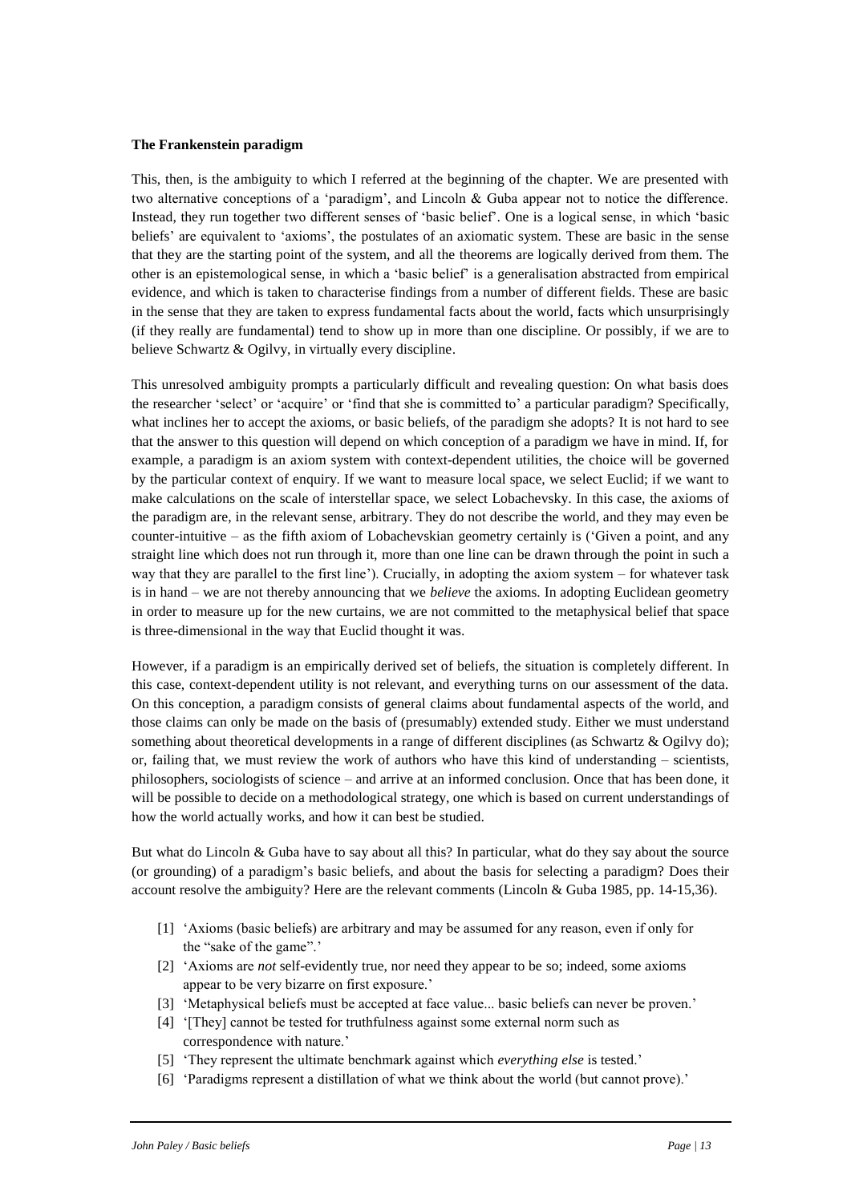**The Frankenstein paradigm**

This, then, is the ambiguity to which I referred at the beginning of the chapter. We are presented with two alternative conceptions of a 'paradigm', and Lincoln & Guba appear not to notice the difference. Instead, they run together two different senses of 'basic belief'. One is a logical sense, in which 'basic beliefs' are equivalent to 'axioms', the postulates of an axiomatic system. These are basic in the sense that they are the starting point of the system, and all the theorems are logically derived from them. The other is an epistemological sense, in which a 'basic belief' is a generalisation abstracted from empirical evidence, and which is taken to characterise findings from a number of different fields. These are basic in the sense that they are taken to express fundamental facts about the world, facts which unsurprisingly (if they really are fundamental) tend to show up in more than one discipline. Or possibly, if we are to believe Schwartz & Ogilvy, in virtually every discipline.

This unresolved ambiguity prompts a particularly difficult and revealing question: On what basis does the researcher 'select' or 'acquire' or 'find that she is committed to' a particular paradigm? Specifically, what inclines her to accept the axioms, or basic beliefs, of the paradigm she adopts? It is not hard to see that the answer to this question will depend on which conception of a paradigm we have in mind. If, for example, a paradigm is an axiom system with context-dependent utilities, the choice will be governed by the particular context of enquiry. If we want to measure local space, we select Euclid; if we want to make calculations on the scale of interstellar space, we select Lobachevsky. In this case, the axioms of the paradigm are, in the relevant sense, arbitrary. They do not describe the world, and they may even be counter-intuitive – as the fifth axiom of Lobachevskian geometry certainly is ('Given a point, and any straight line which does not run through it, more than one line can be drawn through the point in such a way that they are parallel to the first line'). Crucially, in adopting the axiom system – for whatever task is in hand – we are not thereby announcing that we *believe* the axioms. In adopting Euclidean geometry in order to measure up for the new curtains, we are not committed to the metaphysical belief that space is three-dimensional in the way that Euclid thought it was.

However, if a paradigm is an empirically derived set of beliefs, the situation is completely different. In this case, context-dependent utility is not relevant, and everything turns on our assessment of the data. On this conception, a paradigm consists of general claims about fundamental aspects of the world, and those claims can only be made on the basis of (presumably) extended study. Either we must understand something about theoretical developments in a range of different disciplines (as Schwartz & Ogilvy do); or, failing that, we must review the work of authors who have this kind of understanding – scientists, philosophers, sociologists of science – and arrive at an informed conclusion. Once that has been done, it will be possible to decide on a methodological strategy, one which is based on current understandings of how the world actually works, and how it can best be studied.

But what do Lincoln & Guba have to say about all this? In particular, what do they say about the source (or grounding) of a paradigm's basic beliefs, and about the basis for selecting a paradigm? Does their account resolve the ambiguity? Here are the relevant comments (Lincoln & Guba 1985, pp. 14-15,36).

- [1] 'Axioms (basic beliefs) are arbitrary and may be assumed for any reason, even if only for the "sake of the game".'
- [2] 'Axioms are *not* self-evidently true, nor need they appear to be so; indeed, some axioms appear to be very bizarre on first exposure.'
- [3] 'Metaphysical beliefs must be accepted at face value... basic beliefs can never be proven.'
- [4] '[They] cannot be tested for truthfulness against some external norm such as correspondence with nature.'
- [5] 'They represent the ultimate benchmark against which *everything else* is tested.'
- [6] 'Paradigms represent a distillation of what we think about the world (but cannot prove).'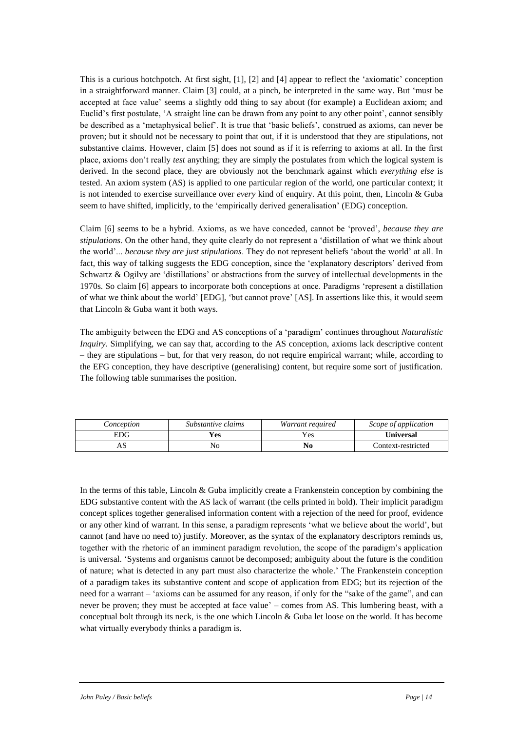This is a curious hotchpotch. At first sight, [1], [2] and [4] appear to reflect the 'axiomatic' conception in a straightforward manner. Claim [3] could, at a pinch, be interpreted in the same way. But 'must be accepted at face value' seems a slightly odd thing to say about (for example) a Euclidean axiom; and Euclid's first postulate, 'A straight line can be drawn from any point to any other point', cannot sensibly be described as a 'metaphysical belief'. It is true that 'basic beliefs', construed as axioms, can never be proven; but it should not be necessary to point that out, if it is understood that they are stipulations, not substantive claims. However, claim [5] does not sound as if it is referring to axioms at all. In the first place, axioms don't really *test* anything; they are simply the postulates from which the logical system is derived. In the second place, they are obviously not the benchmark against which *everything else* is tested. An axiom system (AS) is applied to one particular region of the world, one particular context; it is not intended to exercise surveillance over *every* kind of enquiry. At this point, then, Lincoln & Guba seem to have shifted, implicitly, to the 'empirically derived generalisation' (EDG) conception.

Claim [6] seems to be a hybrid. Axioms, as we have conceded, cannot be 'proved', *because they are stipulations*. On the other hand, they quite clearly do not represent a 'distillation of what we think about the world'... *because they are just stipulations*. They do not represent beliefs 'about the world' at all. In fact, this way of talking suggests the EDG conception, since the 'explanatory descriptors' derived from Schwartz & Ogilvy are 'distillations' or abstractions from the survey of intellectual developments in the 1970s. So claim [6] appears to incorporate both conceptions at once. Paradigms 'represent a distillation of what we think about the world' [EDG], 'but cannot prove' [AS]. In assertions like this, it would seem that Lincoln & Guba want it both ways.

The ambiguity between the EDG and AS conceptions of a 'paradigm' continues throughout *Naturalistic Inquiry*. Simplifying, we can say that, according to the AS conception, axioms lack descriptive content – they are stipulations – but, for that very reason, do not require empirical warrant; while, according to the EFG conception, they have descriptive (generalising) content, but require some sort of justification. The following table summarises the position.

| *Conception* | *Substantive claims* | *Warrant required* | *Scope of application* |
|---|---|---|---|
| EDG | **Yes** | Yes | **Universal** |
| AS | No | **No** | Context-restricted |

In the terms of this table, Lincoln & Guba implicitly create a Frankenstein conception by combining the EDG substantive content with the AS lack of warrant (the cells printed in bold). Their implicit paradigm concept splices together generalised information content with a rejection of the need for proof, evidence or any other kind of warrant. In this sense, a paradigm represents 'what we believe about the world', but cannot (and have no need to) justify. Moreover, as the syntax of the explanatory descriptors reminds us, together with the rhetoric of an imminent paradigm revolution, the scope of the paradigm's application is universal. 'Systems and organisms cannot be decomposed; ambiguity about the future is the condition of nature; what is detected in any part must also characterize the whole.' The Frankenstein conception of a paradigm takes its substantive content and scope of application from EDG; but its rejection of the need for a warrant – 'axioms can be assumed for any reason, if only for the "sake of the game", and can never be proven; they must be accepted at face value' – comes from AS. This lumbering beast, with a conceptual bolt through its neck, is the one which Lincoln & Guba let loose on the world. It has become what virtually everybody thinks a paradigm is.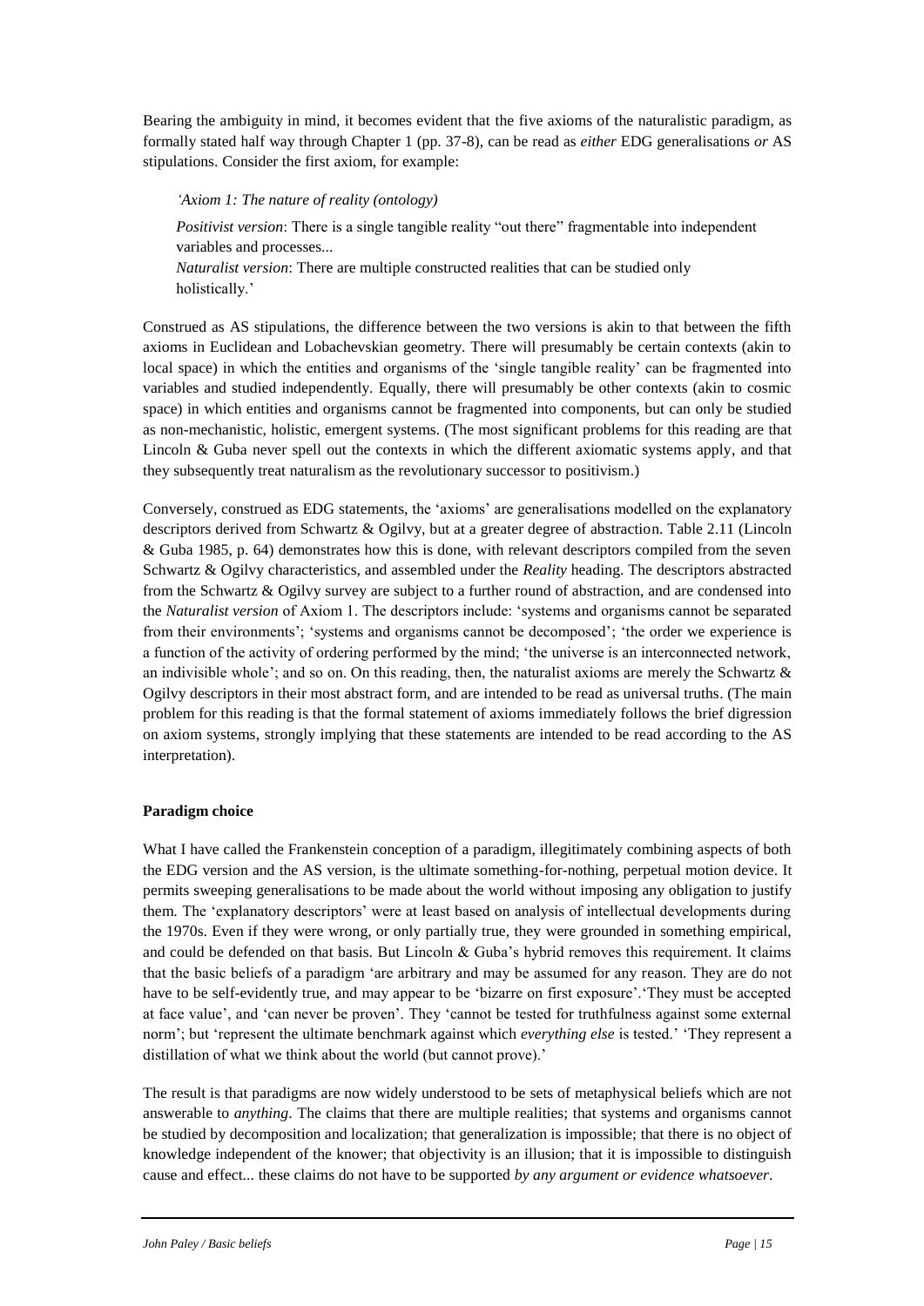Bearing the ambiguity in mind, it becomes evident that the five axioms of the naturalistic paradigm, as formally stated half way through Chapter 1 (pp. 37-8), can be read as *either* EDG generalisations *or* AS stipulations. Consider the first axiom, for example:

> *'Axiom 1: The nature of reality (ontology)*
>
> *Positivist version*: There is a single tangible reality "out there" fragmentable into independent variables and processes...
> *Naturalist version*: There are multiple constructed realities that can be studied only holistically.'

Construed as AS stipulations, the difference between the two versions is akin to that between the fifth axioms in Euclidean and Lobachevskian geometry. There will presumably be certain contexts (akin to local space) in which the entities and organisms of the 'single tangible reality' can be fragmented into variables and studied independently. Equally, there will presumably be other contexts (akin to cosmic space) in which entities and organisms cannot be fragmented into components, but can only be studied as non-mechanistic, holistic, emergent systems. (The most significant problems for this reading are that Lincoln & Guba never spell out the contexts in which the different axiomatic systems apply, and that they subsequently treat naturalism as the revolutionary successor to positivism.)

Conversely, construed as EDG statements, the 'axioms' are generalisations modelled on the explanatory descriptors derived from Schwartz & Ogilvy, but at a greater degree of abstraction. Table 2.11 (Lincoln & Guba 1985, p. 64) demonstrates how this is done, with relevant descriptors compiled from the seven Schwartz & Ogilvy characteristics, and assembled under the *Reality* heading. The descriptors abstracted from the Schwartz & Ogilvy survey are subject to a further round of abstraction, and are condensed into the *Naturalist version* of Axiom 1. The descriptors include: 'systems and organisms cannot be separated from their environments'; 'systems and organisms cannot be decomposed'; 'the order we experience is a function of the activity of ordering performed by the mind; 'the universe is an interconnected network, an indivisible whole'; and so on. On this reading, then, the naturalist axioms are merely the Schwartz & Ogilvy descriptors in their most abstract form, and are intended to be read as universal truths. (The main problem for this reading is that the formal statement of axioms immediately follows the brief digression on axiom systems, strongly implying that these statements are intended to be read according to the AS interpretation).

**Paradigm choice**

What I have called the Frankenstein conception of a paradigm, illegitimately combining aspects of both the EDG version and the AS version, is the ultimate something-for-nothing, perpetual motion device. It permits sweeping generalisations to be made about the world without imposing any obligation to justify them. The 'explanatory descriptors' were at least based on analysis of intellectual developments during the 1970s. Even if they were wrong, or only partially true, they were grounded in something empirical, and could be defended on that basis. But Lincoln & Guba's hybrid removes this requirement. It claims that the basic beliefs of a paradigm 'are arbitrary and may be assumed for any reason. They are do not have to be self-evidently true, and may appear to be 'bizarre on first exposure'.'They must be accepted at face value', and 'can never be proven'. They 'cannot be tested for truthfulness against some external norm'; but 'represent the ultimate benchmark against which *everything else* is tested.' 'They represent a distillation of what we think about the world (but cannot prove).'

The result is that paradigms are now widely understood to be sets of metaphysical beliefs which are not answerable to *anything*. The claims that there are multiple realities; that systems and organisms cannot be studied by decomposition and localization; that generalization is impossible; that there is no object of knowledge independent of the knower; that objectivity is an illusion; that it is impossible to distinguish cause and effect... these claims do not have to be supported *by any argument or evidence whatsoever*.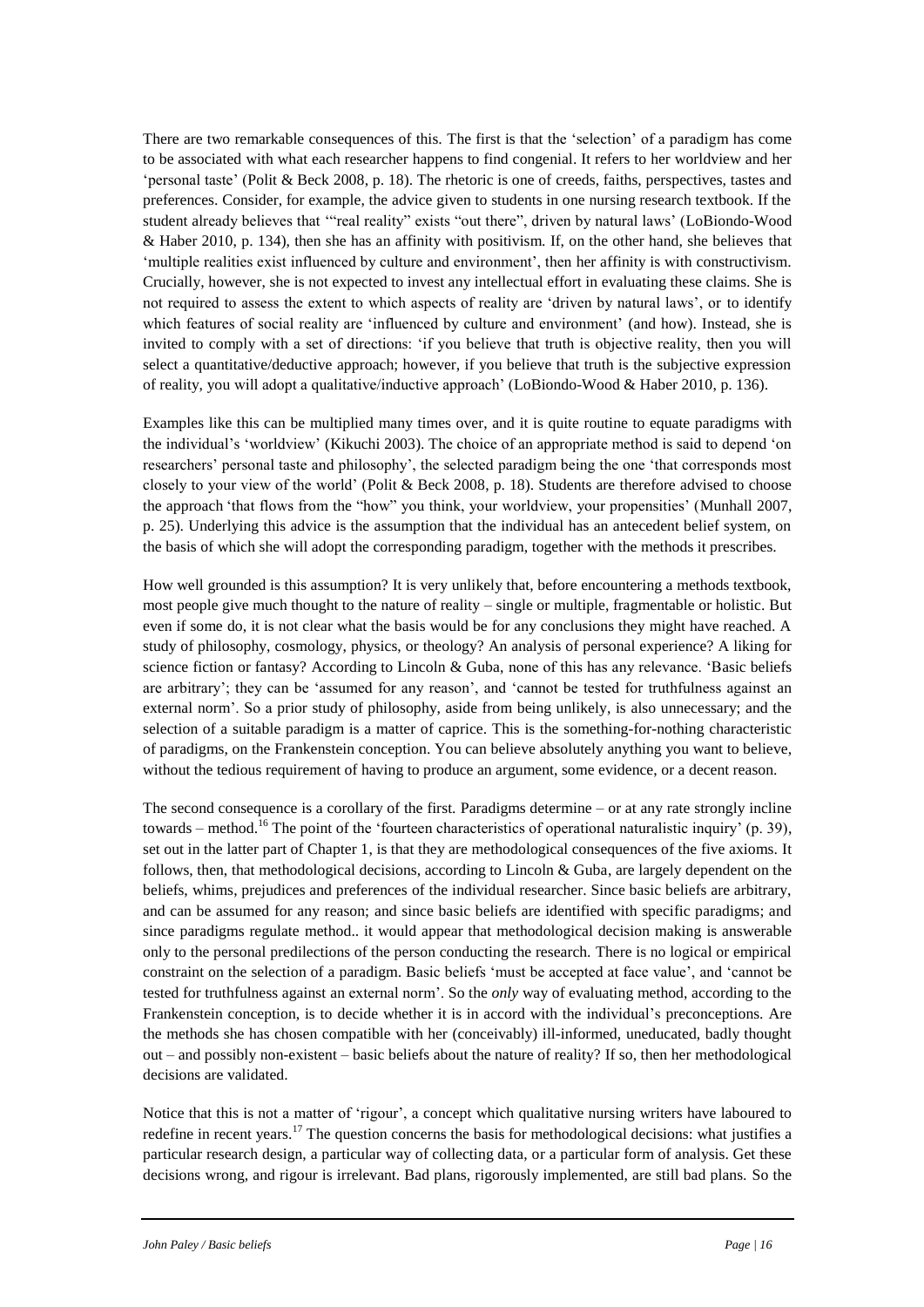There are two remarkable consequences of this. The first is that the 'selection' of a paradigm has come to be associated with what each researcher happens to find congenial. It refers to her worldview and her 'personal taste' (Polit & Beck 2008, p. 18). The rhetoric is one of creeds, faiths, perspectives, tastes and preferences. Consider, for example, the advice given to students in one nursing research textbook. If the student already believes that '"real reality" exists "out there", driven by natural laws' (LoBiondo-Wood & Haber 2010, p. 134), then she has an affinity with positivism. If, on the other hand, she believes that 'multiple realities exist influenced by culture and environment', then her affinity is with constructivism. Crucially, however, she is not expected to invest any intellectual effort in evaluating these claims. She is not required to assess the extent to which aspects of reality are 'driven by natural laws', or to identify which features of social reality are 'influenced by culture and environment' (and how). Instead, she is invited to comply with a set of directions: 'if you believe that truth is objective reality, then you will select a quantitative/deductive approach; however, if you believe that truth is the subjective expression of reality, you will adopt a qualitative/inductive approach' (LoBiondo-Wood & Haber 2010, p. 136).

Examples like this can be multiplied many times over, and it is quite routine to equate paradigms with the individual's 'worldview' (Kikuchi 2003). The choice of an appropriate method is said to depend 'on researchers' personal taste and philosophy', the selected paradigm being the one 'that corresponds most closely to your view of the world' (Polit & Beck 2008, p. 18). Students are therefore advised to choose the approach 'that flows from the "how" you think, your worldview, your propensities' (Munhall 2007, p. 25). Underlying this advice is the assumption that the individual has an antecedent belief system, on the basis of which she will adopt the corresponding paradigm, together with the methods it prescribes.

How well grounded is this assumption? It is very unlikely that, before encountering a methods textbook, most people give much thought to the nature of reality – single or multiple, fragmentable or holistic. But even if some do, it is not clear what the basis would be for any conclusions they might have reached. A study of philosophy, cosmology, physics, or theology? An analysis of personal experience? A liking for science fiction or fantasy? According to Lincoln & Guba, none of this has any relevance. 'Basic beliefs are arbitrary'; they can be 'assumed for any reason', and 'cannot be tested for truthfulness against an external norm'. So a prior study of philosophy, aside from being unlikely, is also unnecessary; and the selection of a suitable paradigm is a matter of caprice. This is the something-for-nothing characteristic of paradigms, on the Frankenstein conception. You can believe absolutely anything you want to believe, without the tedious requirement of having to produce an argument, some evidence, or a decent reason.

The second consequence is a corollary of the first. Paradigms determine – or at any rate strongly incline towards – method.[16] The point of the 'fourteen characteristics of operational naturalistic inquiry' (p. 39), set out in the latter part of Chapter 1, is that they are methodological consequences of the five axioms. It follows, then, that methodological decisions, according to Lincoln & Guba, are largely dependent on the beliefs, whims, prejudices and preferences of the individual researcher. Since basic beliefs are arbitrary, and can be assumed for any reason; and since basic beliefs are identified with specific paradigms; and since paradigms regulate method.. it would appear that methodological decision making is answerable only to the personal predilections of the person conducting the research. There is no logical or empirical constraint on the selection of a paradigm. Basic beliefs 'must be accepted at face value', and 'cannot be tested for truthfulness against an external norm'. So the *only* way of evaluating method, according to the Frankenstein conception, is to decide whether it is in accord with the individual's preconceptions. Are the methods she has chosen compatible with her (conceivably) ill-informed, uneducated, badly thought out – and possibly non-existent – basic beliefs about the nature of reality? If so, then her methodological decisions are validated.

Notice that this is not a matter of 'rigour', a concept which qualitative nursing writers have laboured to redefine in recent years.[17] The question concerns the basis for methodological decisions: what justifies a particular research design, a particular way of collecting data, or a particular form of analysis. Get these decisions wrong, and rigour is irrelevant. Bad plans, rigorously implemented, are still bad plans. So the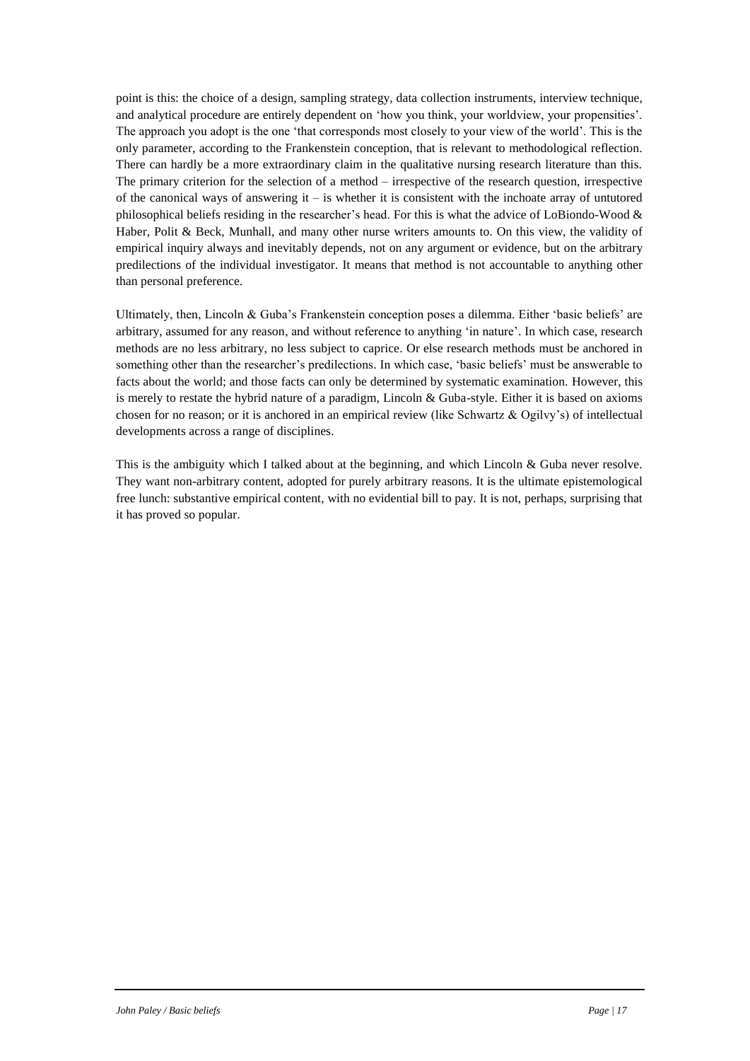point is this: the choice of a design, sampling strategy, data collection instruments, interview technique, and analytical procedure are entirely dependent on 'how you think, your worldview, your propensities'. The approach you adopt is the one 'that corresponds most closely to your view of the world'. This is the only parameter, according to the Frankenstein conception, that is relevant to methodological reflection. There can hardly be a more extraordinary claim in the qualitative nursing research literature than this. The primary criterion for the selection of a method – irrespective of the research question, irrespective of the canonical ways of answering it – is whether it is consistent with the inchoate array of untutored philosophical beliefs residing in the researcher's head. For this is what the advice of LoBiondo-Wood & Haber, Polit & Beck, Munhall, and many other nurse writers amounts to. On this view, the validity of empirical inquiry always and inevitably depends, not on any argument or evidence, but on the arbitrary predilections of the individual investigator. It means that method is not accountable to anything other than personal preference.

Ultimately, then, Lincoln & Guba's Frankenstein conception poses a dilemma. Either 'basic beliefs' are arbitrary, assumed for any reason, and without reference to anything 'in nature'. In which case, research methods are no less arbitrary, no less subject to caprice. Or else research methods must be anchored in something other than the researcher's predilections. In which case, 'basic beliefs' must be answerable to facts about the world; and those facts can only be determined by systematic examination. However, this is merely to restate the hybrid nature of a paradigm, Lincoln & Guba-style. Either it is based on axioms chosen for no reason; or it is anchored in an empirical review (like Schwartz & Ogilvy's) of intellectual developments across a range of disciplines.

This is the ambiguity which I talked about at the beginning, and which Lincoln & Guba never resolve. They want non-arbitrary content, adopted for purely arbitrary reasons. It is the ultimate epistemological free lunch: substantive empirical content, with no evidential bill to pay. It is not, perhaps, surprising that it has proved so popular.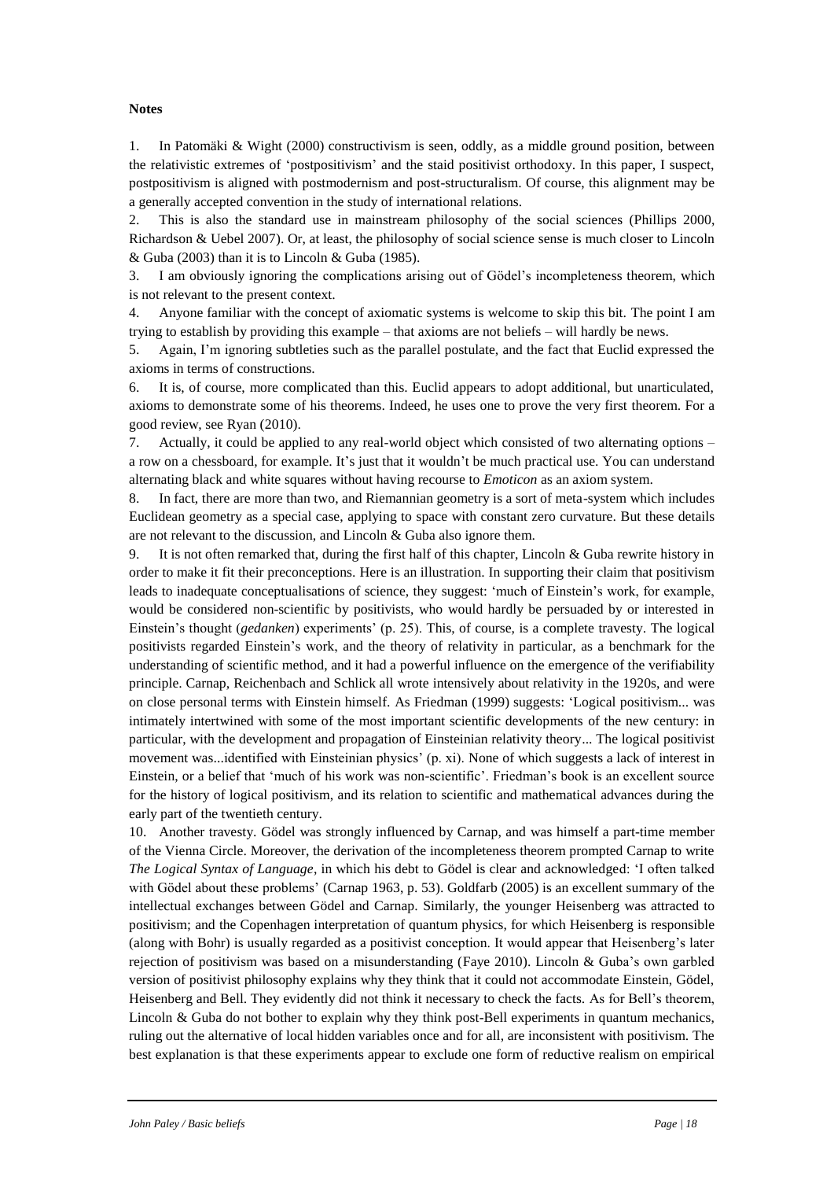**Notes**

1. In Patomäki & Wight (2000) constructivism is seen, oddly, as a middle ground position, between the relativistic extremes of 'postpositivism' and the staid positivist orthodoxy. In this paper, I suspect, postpositivism is aligned with postmodernism and post-structuralism. Of course, this alignment may be a generally accepted convention in the study of international relations.

2. This is also the standard use in mainstream philosophy of the social sciences (Phillips 2000, Richardson & Uebel 2007). Or, at least, the philosophy of social science sense is much closer to Lincoln & Guba (2003) than it is to Lincoln & Guba (1985).

3. I am obviously ignoring the complications arising out of Gödel's incompleteness theorem, which is not relevant to the present context.

4. Anyone familiar with the concept of axiomatic systems is welcome to skip this bit. The point I am trying to establish by providing this example – that axioms are not beliefs – will hardly be news.

5. Again, I'm ignoring subtleties such as the parallel postulate, and the fact that Euclid expressed the axioms in terms of constructions.

6. It is, of course, more complicated than this. Euclid appears to adopt additional, but unarticulated, axioms to demonstrate some of his theorems. Indeed, he uses one to prove the very first theorem. For a good review, see Ryan (2010).

7. Actually, it could be applied to any real-world object which consisted of two alternating options – a row on a chessboard, for example. It's just that it wouldn't be much practical use. You can understand alternating black and white squares without having recourse to *Emoticon* as an axiom system.

8. In fact, there are more than two, and Riemannian geometry is a sort of meta-system which includes Euclidean geometry as a special case, applying to space with constant zero curvature. But these details are not relevant to the discussion, and Lincoln & Guba also ignore them.

9. It is not often remarked that, during the first half of this chapter, Lincoln & Guba rewrite history in order to make it fit their preconceptions. Here is an illustration. In supporting their claim that positivism leads to inadequate conceptualisations of science, they suggest: 'much of Einstein's work, for example, would be considered non-scientific by positivists, who would hardly be persuaded by or interested in Einstein's thought (*gedanken*) experiments' (p. 25). This, of course, is a complete travesty. The logical positivists regarded Einstein's work, and the theory of relativity in particular, as a benchmark for the understanding of scientific method, and it had a powerful influence on the emergence of the verifiability principle. Carnap, Reichenbach and Schlick all wrote intensively about relativity in the 1920s, and were on close personal terms with Einstein himself. As Friedman (1999) suggests: 'Logical positivism... was intimately intertwined with some of the most important scientific developments of the new century: in particular, with the development and propagation of Einsteinian relativity theory... The logical positivist movement was...identified with Einsteinian physics' (p. xi). None of which suggests a lack of interest in Einstein, or a belief that 'much of his work was non-scientific'. Friedman's book is an excellent source for the history of logical positivism, and its relation to scientific and mathematical advances during the early part of the twentieth century.

10. Another travesty. Gödel was strongly influenced by Carnap, and was himself a part-time member of the Vienna Circle. Moreover, the derivation of the incompleteness theorem prompted Carnap to write *The Logical Syntax of Language*, in which his debt to Gödel is clear and acknowledged: 'I often talked with Gödel about these problems' (Carnap 1963, p. 53). Goldfarb (2005) is an excellent summary of the intellectual exchanges between Gödel and Carnap. Similarly, the younger Heisenberg was attracted to positivism; and the Copenhagen interpretation of quantum physics, for which Heisenberg is responsible (along with Bohr) is usually regarded as a positivist conception. It would appear that Heisenberg's later rejection of positivism was based on a misunderstanding (Faye 2010). Lincoln & Guba's own garbled version of positivist philosophy explains why they think that it could not accommodate Einstein, Gödel, Heisenberg and Bell. They evidently did not think it necessary to check the facts. As for Bell's theorem, Lincoln & Guba do not bother to explain why they think post-Bell experiments in quantum mechanics, ruling out the alternative of local hidden variables once and for all, are inconsistent with positivism. The best explanation is that these experiments appear to exclude one form of reductive realism on empirical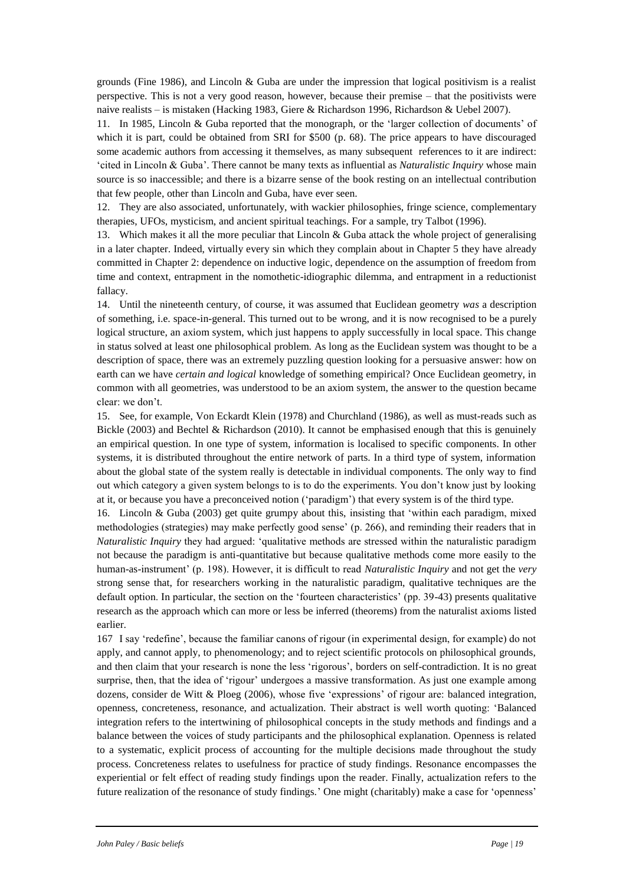grounds (Fine 1986), and Lincoln & Guba are under the impression that logical positivism is a realist perspective. This is not a very good reason, however, because their premise – that the positivists were naive realists – is mistaken (Hacking 1983, Giere & Richardson 1996, Richardson & Uebel 2007).

11. In 1985, Lincoln & Guba reported that the monograph, or the 'larger collection of documents' of which it is part, could be obtained from SRI for $500 (p. 68). The price appears to have discouraged some academic authors from accessing it themselves, as many subsequent references to it are indirect: 'cited in Lincoln & Guba'. There cannot be many texts as influential as *Naturalistic Inquiry* whose main source is so inaccessible; and there is a bizarre sense of the book resting on an intellectual contribution that few people, other than Lincoln and Guba, have ever seen.

12. They are also associated, unfortunately, with wackier philosophies, fringe science, complementary therapies, UFOs, mysticism, and ancient spiritual teachings. For a sample, try Talbot (1996).

13. Which makes it all the more peculiar that Lincoln & Guba attack the whole project of generalising in a later chapter. Indeed, virtually every sin which they complain about in Chapter 5 they have already committed in Chapter 2: dependence on inductive logic, dependence on the assumption of freedom from time and context, entrapment in the nomothetic-idiographic dilemma, and entrapment in a reductionist fallacy.

14. Until the nineteenth century, of course, it was assumed that Euclidean geometry *was* a description of something, i.e. space-in-general. This turned out to be wrong, and it is now recognised to be a purely logical structure, an axiom system, which just happens to apply successfully in local space. This change in status solved at least one philosophical problem. As long as the Euclidean system was thought to be a description of space, there was an extremely puzzling question looking for a persuasive answer: how on earth can we have *certain and logical* knowledge of something empirical? Once Euclidean geometry, in common with all geometries, was understood to be an axiom system, the answer to the question became clear: we don't.

15. See, for example, Von Eckardt Klein (1978) and Churchland (1986), as well as must-reads such as Bickle (2003) and Bechtel & Richardson (2010). It cannot be emphasised enough that this is genuinely an empirical question. In one type of system, information is localised to specific components. In other systems, it is distributed throughout the entire network of parts. In a third type of system, information about the global state of the system really is detectable in individual components. The only way to find out which category a given system belongs to is to do the experiments. You don't know just by looking at it, or because you have a preconceived notion ('paradigm') that every system is of the third type.

16. Lincoln & Guba (2003) get quite grumpy about this, insisting that 'within each paradigm, mixed methodologies (strategies) may make perfectly good sense' (p. 266), and reminding their readers that in *Naturalistic Inquiry* they had argued: 'qualitative methods are stressed within the naturalistic paradigm not because the paradigm is anti-quantitative but because qualitative methods come more easily to the human-as-instrument' (p. 198). However, it is difficult to read *Naturalistic Inquiry* and not get the *very* strong sense that, for researchers working in the naturalistic paradigm, qualitative techniques are the default option. In particular, the section on the 'fourteen characteristics' (pp. 39-43) presents qualitative research as the approach which can more or less be inferred (theorems) from the naturalist axioms listed earlier.

167 I say 'redefine', because the familiar canons of rigour (in experimental design, for example) do not apply, and cannot apply, to phenomenology; and to reject scientific protocols on philosophical grounds, and then claim that your research is none the less 'rigorous', borders on self-contradiction. It is no great surprise, then, that the idea of 'rigour' undergoes a massive transformation. As just one example among dozens, consider de Witt & Ploeg (2006), whose five 'expressions' of rigour are: balanced integration, openness, concreteness, resonance, and actualization. Their abstract is well worth quoting: 'Balanced integration refers to the intertwining of philosophical concepts in the study methods and findings and a balance between the voices of study participants and the philosophical explanation. Openness is related to a systematic, explicit process of accounting for the multiple decisions made throughout the study process. Concreteness relates to usefulness for practice of study findings. Resonance encompasses the experiential or felt effect of reading study findings upon the reader. Finally, actualization refers to the future realization of the resonance of study findings.' One might (charitably) make a case for 'openness'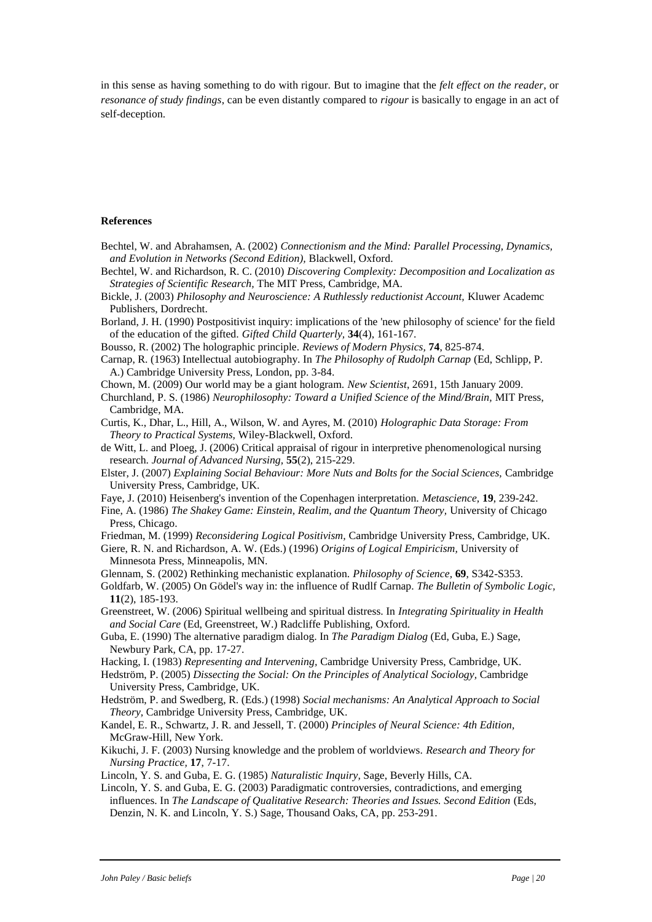in this sense as having something to do with rigour. But to imagine that the *felt effect on the reader,* or *resonance of study findings*, can be even distantly compared to *rigour* is basically to engage in an act of self-deception.

**References**

Bechtel, W. and Abrahamsen, A. (2002) *Connectionism and the Mind: Parallel Processing, Dynamics, and Evolution in Networks (Second Edition),* Blackwell, Oxford.

Bechtel, W. and Richardson, R. C. (2010) *Discovering Complexity: Decomposition and Localization as Strategies of Scientific Research,* The MIT Press, Cambridge, MA.

Bickle, J. (2003) *Philosophy and Neuroscience: A Ruthlessly reductionist Account,* Kluwer Academc Publishers, Dordrecht.

Borland, J. H. (1990) Postpositivist inquiry: implications of the 'new philosophy of science' for the field of the education of the gifted. *Gifted Child Quarterly,* **34**(4), 161-167.

Bousso, R. (2002) The holographic principle. *Reviews of Modern Physics,* **74**, 825-874.

Carnap, R. (1963) Intellectual autobiography. In *The Philosophy of Rudolph Carnap* (Ed, Schlipp, P. A.) Cambridge University Press, London, pp. 3-84.

Chown, M. (2009) Our world may be a giant hologram. *New Scientist,* 2691, 15th January 2009.

Churchland, P. S. (1986) *Neurophilosophy: Toward a Unified Science of the Mind/Brain,* MIT Press, Cambridge, MA.

Curtis, K., Dhar, L., Hill, A., Wilson, W. and Ayres, M. (2010) *Holographic Data Storage: From Theory to Practical Systems,* Wiley-Blackwell, Oxford.

de Witt, L. and Ploeg, J. (2006) Critical appraisal of rigour in interpretive phenomenological nursing research. *Journal of Advanced Nursing,* **55**(2), 215-229.

Elster, J. (2007) *Explaining Social Behaviour: More Nuts and Bolts for the Social Sciences,* Cambridge University Press, Cambridge, UK.

Faye, J. (2010) Heisenberg's invention of the Copenhagen interpretation. *Metascience,* **19**, 239-242.

Fine, A. (1986) *The Shakey Game: Einstein, Realim, and the Quantum Theory,* University of Chicago Press, Chicago.

Friedman, M. (1999) *Reconsidering Logical Positivism,* Cambridge University Press, Cambridge, UK.

Giere, R. N. and Richardson, A. W. (Eds.) (1996) *Origins of Logical Empiricism,* University of Minnesota Press, Minneapolis, MN.

Glennam, S. (2002) Rethinking mechanistic explanation. *Philosophy of Science,* **69**, S342-S353.

Goldfarb, W. (2005) On Gödel's way in: the influence of Rudlf Carnap. *The Bulletin of Symbolic Logic,* **11**(2), 185-193.

Greenstreet, W. (2006) Spiritual wellbeing and spiritual distress. In *Integrating Spirituality in Health and Social Care* (Ed, Greenstreet, W.) Radcliffe Publishing, Oxford.

Guba, E. (1990) The alternative paradigm dialog. In *The Paradigm Dialog* (Ed, Guba, E.) Sage, Newbury Park, CA, pp. 17-27.

Hacking, I. (1983) *Representing and Intervening,* Cambridge University Press, Cambridge, UK.

Hedström, P. (2005) *Dissecting the Social: On the Principles of Analytical Sociology,* Cambridge University Press, Cambridge, UK.

Hedström, P. and Swedberg, R. (Eds.) (1998) *Social mechanisms: An Analytical Approach to Social Theory,* Cambridge University Press, Cambridge, UK.

Kandel, E. R., Schwartz, J. R. and Jessell, T. (2000) *Principles of Neural Science: 4th Edition,* McGraw-Hill, New York.

Kikuchi, J. F. (2003) Nursing knowledge and the problem of worldviews. *Research and Theory for Nursing Practice,* **17**, 7-17.

Lincoln, Y. S. and Guba, E. G. (1985) *Naturalistic Inquiry,* Sage, Beverly Hills, CA.

Lincoln, Y. S. and Guba, E. G. (2003) Paradigmatic controversies, contradictions, and emerging influences. In *The Landscape of Qualitative Research: Theories and Issues. Second Edition* (Eds, Denzin, N. K. and Lincoln, Y. S.) Sage, Thousand Oaks, CA, pp. 253-291.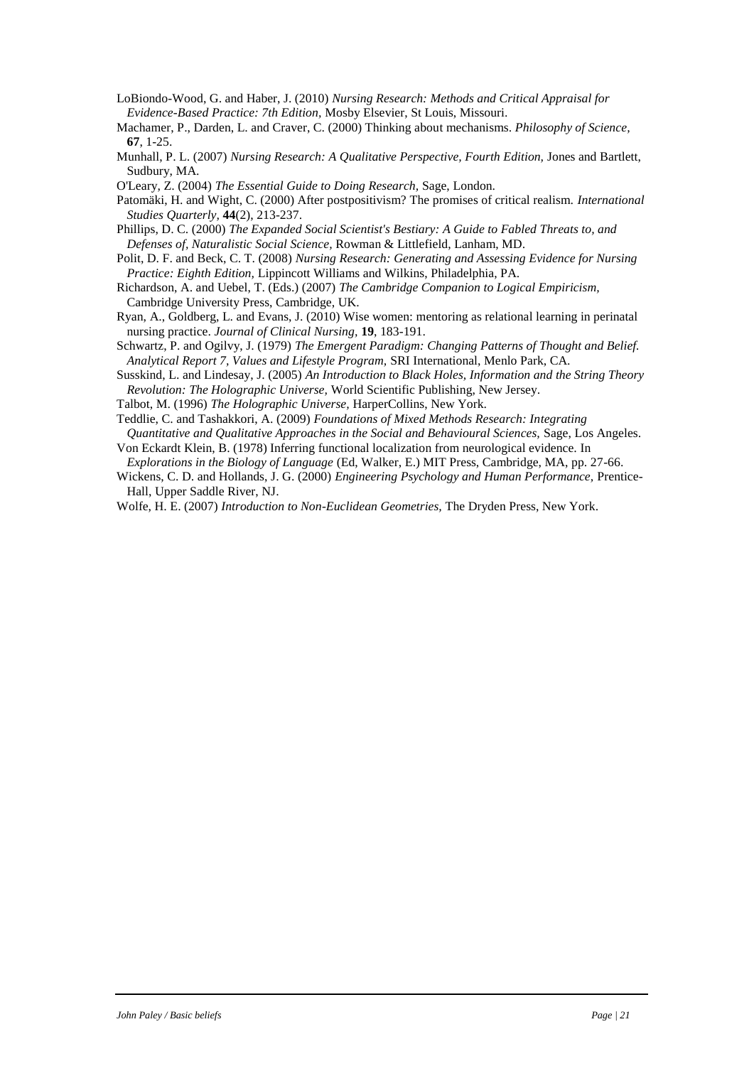LoBiondo-Wood, G. and Haber, J. (2010) *Nursing Research: Methods and Critical Appraisal for Evidence-Based Practice: 7th Edition*, Mosby Elsevier, St Louis, Missouri.

Machamer, P., Darden, L. and Craver, C. (2000) Thinking about mechanisms. *Philosophy of Science*, **67**, 1-25.

Munhall, P. L. (2007) *Nursing Research: A Qualitative Perspective, Fourth Edition*, Jones and Bartlett, Sudbury, MA.

O'Leary, Z. (2004) *The Essential Guide to Doing Research*, Sage, London.

Patomäki, H. and Wight, C. (2000) After postpositivism? The promises of critical realism. *International Studies Quarterly*, **44**(2), 213-237.

Phillips, D. C. (2000) *The Expanded Social Scientist's Bestiary: A Guide to Fabled Threats to, and Defenses of, Naturalistic Social Science*, Rowman & Littlefield, Lanham, MD.

Polit, D. F. and Beck, C. T. (2008) *Nursing Research: Generating and Assessing Evidence for Nursing Practice: Eighth Edition*, Lippincott Williams and Wilkins, Philadelphia, PA.

Richardson, A. and Uebel, T. (Eds.) (2007) *The Cambridge Companion to Logical Empiricism*, Cambridge University Press, Cambridge, UK.

Ryan, A., Goldberg, L. and Evans, J. (2010) Wise women: mentoring as relational learning in perinatal nursing practice. *Journal of Clinical Nursing*, **19**, 183-191.

Schwartz, P. and Ogilvy, J. (1979) *The Emergent Paradigm: Changing Patterns of Thought and Belief. Analytical Report 7, Values and Lifestyle Program*, SRI International, Menlo Park, CA.

Susskind, L. and Lindesay, J. (2005) *An Introduction to Black Holes, Information and the String Theory Revolution: The Holographic Universe*, World Scientific Publishing, New Jersey.

Talbot, M. (1996) *The Holographic Universe*, HarperCollins, New York.

Teddlie, C. and Tashakkori, A. (2009) *Foundations of Mixed Methods Research: Integrating Quantitative and Qualitative Approaches in the Social and Behavioural Sciences*, Sage, Los Angeles.

Von Eckardt Klein, B. (1978) Inferring functional localization from neurological evidence. In *Explorations in the Biology of Language* (Ed, Walker, E.) MIT Press, Cambridge, MA, pp. 27-66.

Wickens, C. D. and Hollands, J. G. (2000) *Engineering Psychology and Human Performance*, Prentice-Hall, Upper Saddle River, NJ.

Wolfe, H. E. (2007) *Introduction to Non-Euclidean Geometries*, The Dryden Press, New York.